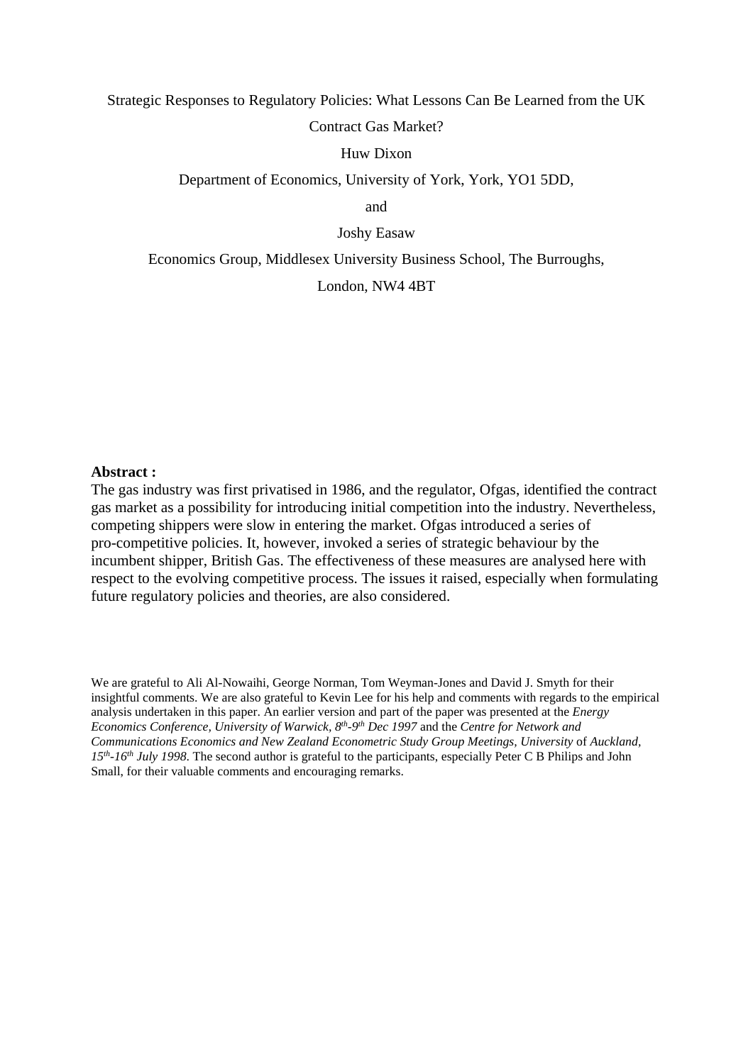# Strategic Responses to Regulatory Policies: What Lessons Can Be Learned from the UK Contract Gas Market?

Huw Dixon

Department of Economics, University of York, York, YO1 5DD,

and

Joshy Easaw

Economics Group, Middlesex University Business School, The Burroughs,

London, NW4 4BT

**Abstract :**

The gas industry was first privatised in 1986, and the regulator, Ofgas, identified the contract gas market as a possibility for introducing initial competition into the industry. Nevertheless, competing shippers were slow in entering the market. Ofgas introduced a series of pro-competitive policies. It, however, invoked a series of strategic behaviour by the incumbent shipper, British Gas. The effectiveness of these measures are analysed here with respect to the evolving competitive process. The issues it raised, especially when formulating future regulatory policies and theories, are also considered.

We are grateful to Ali Al-Nowaihi, George Norman, Tom Weyman-Jones and David J. Smyth for their insightful comments. We are also grateful to Kevin Lee for his help and comments with regards to the empirical analysis undertaken in this paper. An earlier version and part of the paper was presented at the *Energy Economics Conference, University of Warwick, 8th-9th Dec 1997* and the *Centre for Network and Communications Economics and New Zealand Econometric Study Group Meetings, University* of *Auckland, 15th-16th July 1998*. The second author is grateful to the participants, especially Peter C B Philips and John Small, for their valuable comments and encouraging remarks.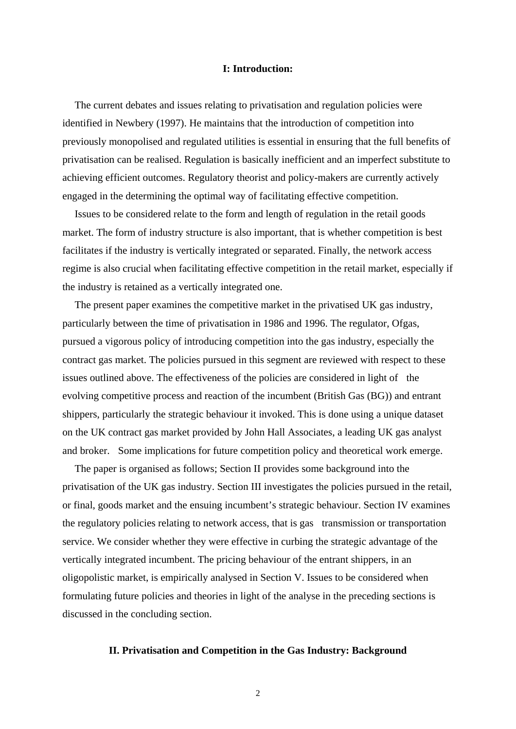## I: Introduction:

The current debates and issues relating to privatisation and regulation policies were identified in Newbery (1997). He maintains that the introduction of competition into previously monopolised and regulated utilities is essential in ensuring that the full benefits of privatisation can be realised. Regulation is basically inefficient and an imperfect substitute to achieving efficient outcomes. Regulatory theorist and policy-makers are currently actively engaged in the determining the optimal way of facilitating effective competition.

Issues to be considered relate to the form and length of regulation in the retail goods market. The form of industry structure is also important, that is whether competition is best facilitates if the industry is vertically integrated or separated. Finally, the network access regime is also crucial when facilitating effective competition in the retail market, especially if the industry is retained as a vertically integrated one.

The present paper examines the competitive market in the privatised UK gas industry, particularly between the time of privatisation in 1986 and 1996. The regulator, Ofgas, pursued a vigorous policy of introducing competition into the gas industry, especially the contract gas market. The policies pursued in this segment are reviewed with respect to these issues outlined above. The effectiveness of the policies are considered in light of the evolving competitive process and reaction of the incumbent (British Gas (BG)) and entrant shippers, particularly the strategic behaviour it invoked. This is done using a unique dataset on the UK contract gas market provided by John Hall Associates, a leading UK gas analyst and broker. Some implications for future competition policy and theoretical work emerge.

The paper is organised as follows; Section II provides some background into the privatisation of the UK gas industry. Section III investigates the policies pursued in the retail, or final, goods market and the ensuing incumbent's strategic behaviour. Section IV examines the regulatory policies relating to network access, that is gas transmission or transportation service. We consider whether they were effective in curbing the strategic advantage of the vertically integrated incumbent. The pricing behaviour of the entrant shippers, in an oligopolistic market, is empirically analysed in Section V. Issues to be considered when formulating future policies and theories in light of the analyse in the preceding sections is discussed in the concluding section.

## II. Privatisation and Competition in the Gas Industry: Background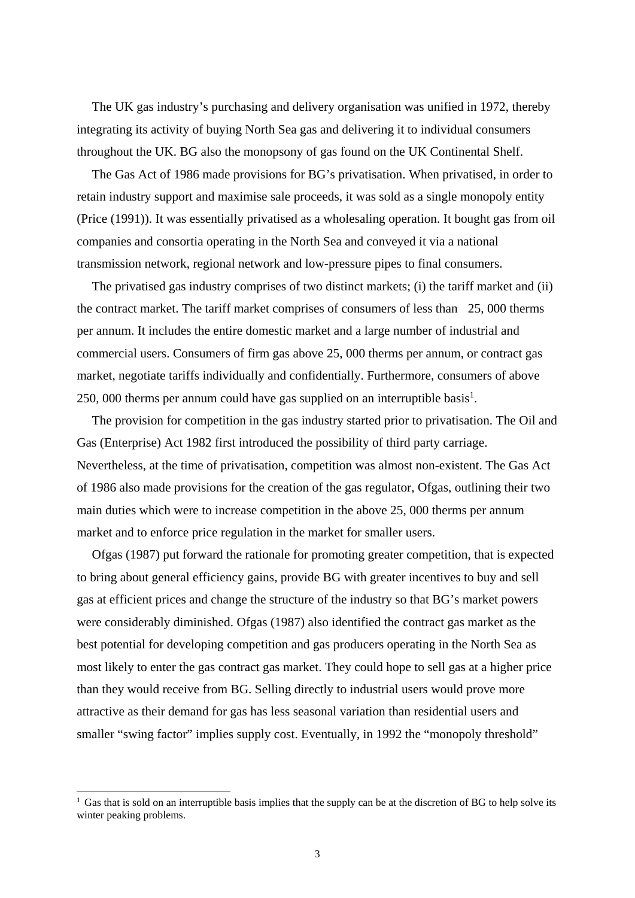The UK gas industry's purchasing and delivery organisation was unified in 1972, thereby integrating its activity of buying North Sea gas and delivering it to individual consumers throughout the UK. BG also the monopsony of gas found on the UK Continental Shelf.

The Gas Act of 1986 made provisions for BG's privatisation. When privatised, in order to retain industry support and maximise sale proceeds, it was sold as a single monopoly entity (Price (1991)). It was essentially privatised as a wholesaling operation. It bought gas from oil companies and consortia operating in the North Sea and conveyed it via a national transmission network, regional network and low-pressure pipes to final consumers.

The privatised gas industry comprises of two distinct markets; (i) the tariff market and (ii) the contract market. The tariff market comprises of consumers of less than 25, 000 therms per annum. It includes the entire domestic market and a large number of industrial and commercial users. Consumers of firm gas above 25, 000 therms per annum, or contract gas market, negotiate tariffs individually and confidentially. Furthermore, consumers of above 250, 000 therms per annum could have gas supplied on an interruptible basis[1].

The provision for competition in the gas industry started prior to privatisation. The Oil and Gas (Enterprise) Act 1982 first introduced the possibility of third party carriage. Nevertheless, at the time of privatisation, competition was almost non-existent. The Gas Act of 1986 also made provisions for the creation of the gas regulator, Ofgas, outlining their two main duties which were to increase competition in the above 25, 000 therms per annum market and to enforce price regulation in the market for smaller users.

Ofgas (1987) put forward the rationale for promoting greater competition, that is expected to bring about general efficiency gains, provide BG with greater incentives to buy and sell gas at efficient prices and change the structure of the industry so that BG's market powers were considerably diminished. Ofgas (1987) also identified the contract gas market as the best potential for developing competition and gas producers operating in the North Sea as most likely to enter the gas contract gas market. They could hope to sell gas at a higher price than they would receive from BG. Selling directly to industrial users would prove more attractive as their demand for gas has less seasonal variation than residential users and smaller "swing factor" implies supply cost. Eventually, in 1992 the "monopoly threshold"

[1] Gas that is sold on an interruptible basis implies that the supply can be at the discretion of BG to help solve its winter peaking problems.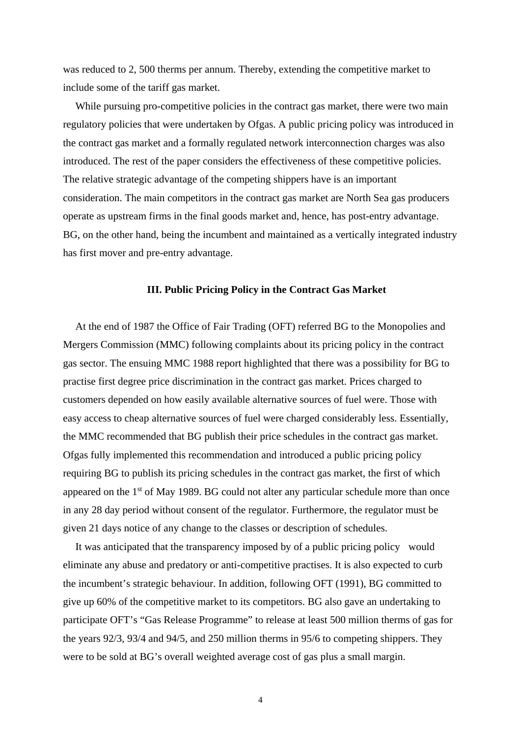was reduced to 2, 500 therms per annum. Thereby, extending the competitive market to include some of the tariff gas market.

While pursuing pro-competitive policies in the contract gas market, there were two main regulatory policies that were undertaken by Ofgas. A public pricing policy was introduced in the contract gas market and a formally regulated network interconnection charges was also introduced. The rest of the paper considers the effectiveness of these competitive policies. The relative strategic advantage of the competing shippers have is an important consideration. The main competitors in the contract gas market are North Sea gas producers operate as upstream firms in the final goods market and, hence, has post-entry advantage. BG, on the other hand, being the incumbent and maintained as a vertically integrated industry has first mover and pre-entry advantage.

### III. Public Pricing Policy in the Contract Gas Market

At the end of 1987 the Office of Fair Trading (OFT) referred BG to the Monopolies and Mergers Commission (MMC) following complaints about its pricing policy in the contract gas sector. The ensuing MMC 1988 report highlighted that there was a possibility for BG to practise first degree price discrimination in the contract gas market. Prices charged to customers depended on how easily available alternative sources of fuel were. Those with easy access to cheap alternative sources of fuel were charged considerably less. Essentially, the MMC recommended that BG publish their price schedules in the contract gas market. Ofgas fully implemented this recommendation and introduced a public pricing policy requiring BG to publish its pricing schedules in the contract gas market, the first of which appeared on the 1st of May 1989. BG could not alter any particular schedule more than once in any 28 day period without consent of the regulator. Furthermore, the regulator must be given 21 days notice of any change to the classes or description of schedules.

It was anticipated that the transparency imposed by of a public pricing policy would eliminate any abuse and predatory or anti-competitive practises. It is also expected to curb the incumbent's strategic behaviour. In addition, following OFT (1991), BG committed to give up 60% of the competitive market to its competitors. BG also gave an undertaking to participate OFT's "Gas Release Programme" to release at least 500 million therms of gas for the years 92/3, 93/4 and 94/5, and 250 million therms in 95/6 to competing shippers. They were to be sold at BG's overall weighted average cost of gas plus a small margin.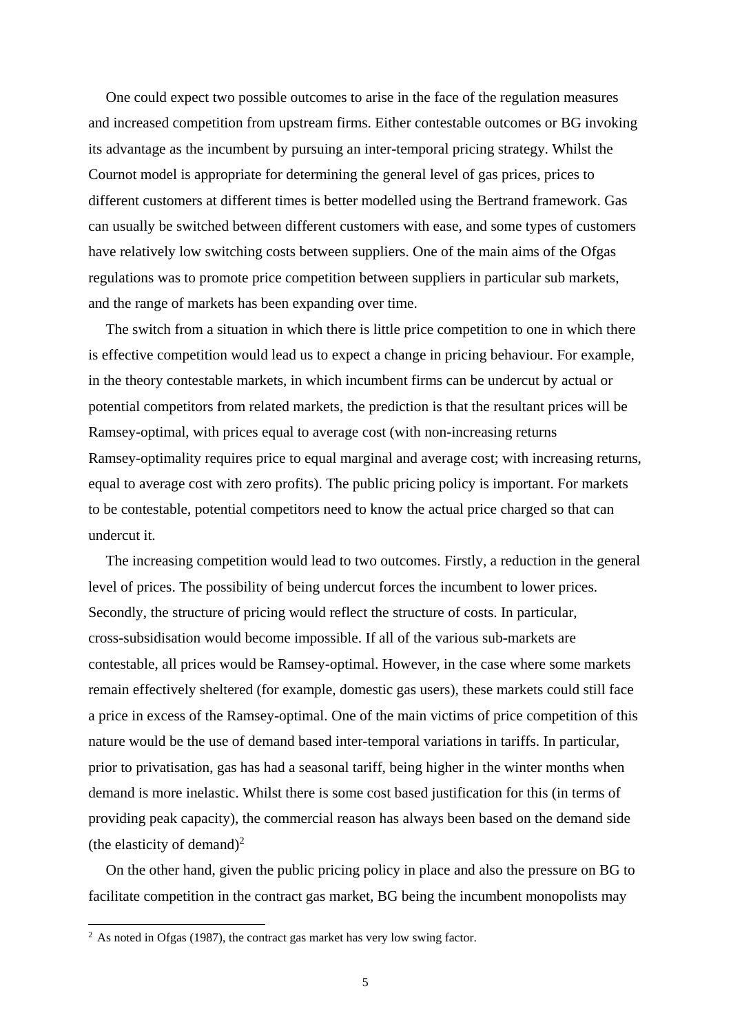One could expect two possible outcomes to arise in the face of the regulation measures and increased competition from upstream firms. Either contestable outcomes or BG invoking its advantage as the incumbent by pursuing an inter-temporal pricing strategy. Whilst the Cournot model is appropriate for determining the general level of gas prices, prices to different customers at different times is better modelled using the Bertrand framework. Gas can usually be switched between different customers with ease, and some types of customers have relatively low switching costs between suppliers. One of the main aims of the Ofgas regulations was to promote price competition between suppliers in particular sub markets, and the range of markets has been expanding over time.

The switch from a situation in which there is little price competition to one in which there is effective competition would lead us to expect a change in pricing behaviour. For example, in the theory contestable markets, in which incumbent firms can be undercut by actual or potential competitors from related markets, the prediction is that the resultant prices will be Ramsey-optimal, with prices equal to average cost (with non-increasing returns Ramsey-optimality requires price to equal marginal and average cost; with increasing returns, equal to average cost with zero profits). The public pricing policy is important. For markets to be contestable, potential competitors need to know the actual price charged so that can undercut it.

The increasing competition would lead to two outcomes. Firstly, a reduction in the general level of prices. The possibility of being undercut forces the incumbent to lower prices. Secondly, the structure of pricing would reflect the structure of costs. In particular, cross-subsidisation would become impossible. If all of the various sub-markets are contestable, all prices would be Ramsey-optimal. However, in the case where some markets remain effectively sheltered (for example, domestic gas users), these markets could still face a price in excess of the Ramsey-optimal. One of the main victims of price competition of this nature would be the use of demand based inter-temporal variations in tariffs. In particular, prior to privatisation, gas has had a seasonal tariff, being higher in the winter months when demand is more inelastic. Whilst there is some cost based justification for this (in terms of providing peak capacity), the commercial reason has always been based on the demand side (the elasticity of demand)[2]

On the other hand, given the public pricing policy in place and also the pressure on BG to facilitate competition in the contract gas market, BG being the incumbent monopolists may

[2] As noted in Ofgas (1987), the contract gas market has very low swing factor.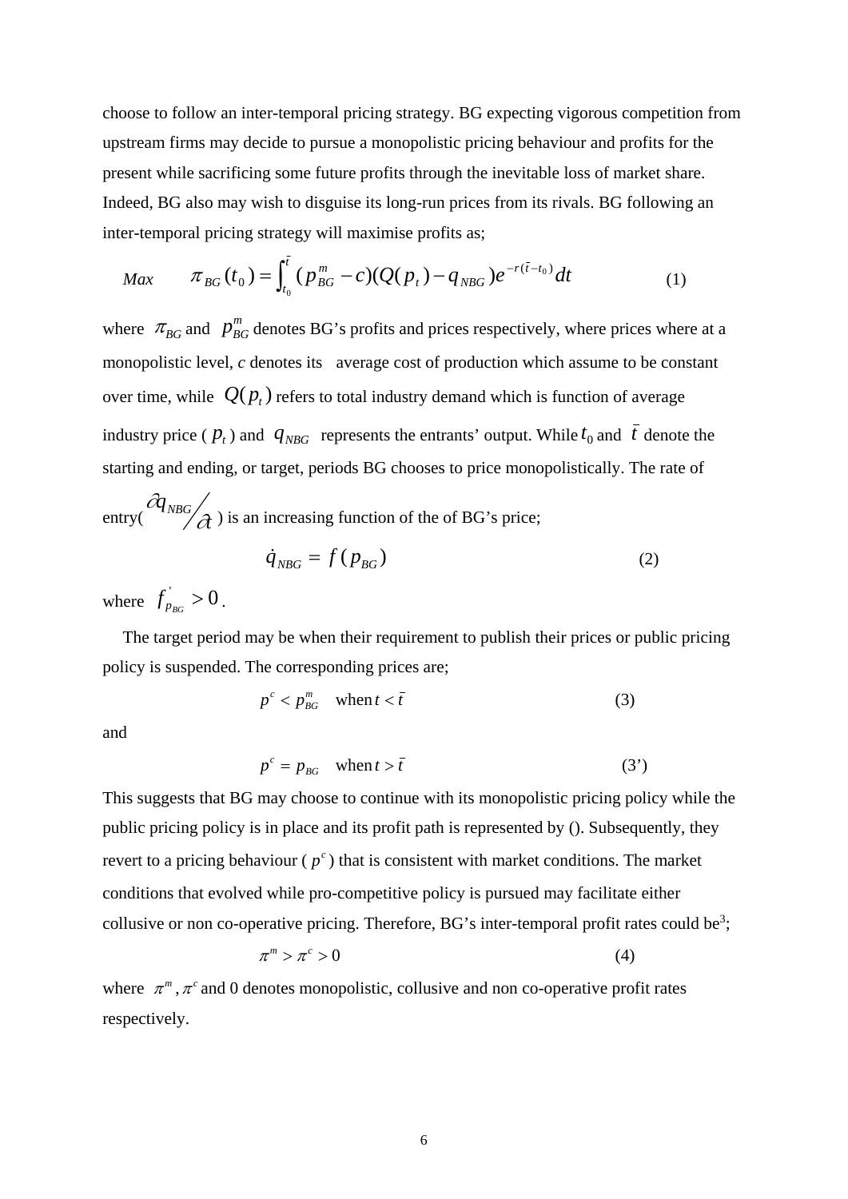choose to follow an inter-temporal pricing strategy. BG expecting vigorous competition from upstream firms may decide to pursue a monopolistic pricing behaviour and profits for the present while sacrificing some future profits through the inevitable loss of market share. Indeed, BG also may wish to disguise its long-run prices from its rivals. BG following an inter-temporal pricing strategy will maximise profits as;

$$Max \qquad \pi_{BG}(t_0) = \int_{t_0}^{\bar{t}} (p_{BG}^m - c)(Q(p_t) - q_{NBG}) e^{-r(\bar{t}-t_0)} dt \qquad (1)$$

where $\pi_{BG}$ and $p_{BG}^m$ denotes BG's profits and prices respectively, where prices where at a monopolistic level, $c$ denotes its average cost of production which assume to be constant over time, while $Q(p_t)$ refers to total industry demand which is function of average industry price ( $p_t$ ) and $q_{NBG}$ represents the entrants' output. While $t_0$ and $\bar{t}$ denote the starting and ending, or target, periods BG chooses to price monopolistically. The rate of entry( $\partial q_{NBG} / \partial t$ ) is an increasing function of the of BG's price;

$$\dot{q}_{NBG} = f(p_{BG}) \qquad (2)$$

where $f_{p_{BG}}^{'} > 0$.

The target period may be when their requirement to publish their prices or public pricing policy is suspended. The corresponding prices are;

$$p^c < p_{BG}^m \quad \text{when } t < \bar{t} \qquad (3)$$

and

$$p^c = p_{BG} \quad \text{when } t > \bar{t} \qquad (3')$$

This suggests that BG may choose to continue with its monopolistic pricing policy while the public pricing policy is in place and its profit path is represented by (). Subsequently, they revert to a pricing behaviour ( $p^c$ ) that is consistent with market conditions. The market conditions that evolved while pro-competitive policy is pursued may facilitate either collusive or non co-operative pricing. Therefore, BG's inter-temporal profit rates could be[3];

$$\pi^m > \pi^c > 0 \qquad (4)$$

where $\pi^m, \pi^c$ and 0 denotes monopolistic, collusive and non co-operative profit rates respectively.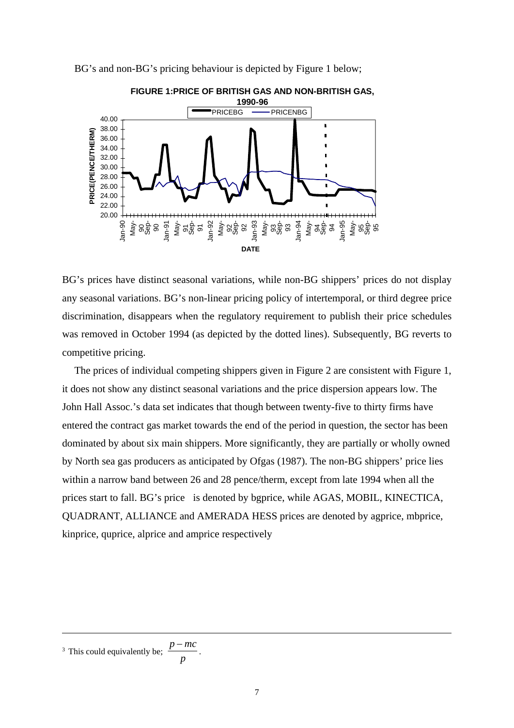BG's and non-BG's pricing behaviour is depicted by Figure 1 below;

**FIGURE 1:PRICE OF BRITISH GAS AND NON-BRITISH GAS, 1990-96**

BG's prices have distinct seasonal variations, while non-BG shippers' prices do not display any seasonal variations. BG's non-linear pricing policy of intertemporal, or third degree price discrimination, disappears when the regulatory requirement to publish their price schedules was removed in October 1994 (as depicted by the dotted lines). Subsequently, BG reverts to competitive pricing.

The prices of individual competing shippers given in Figure 2 are consistent with Figure 1, it does not show any distinct seasonal variations and the price dispersion appears low. The John Hall Assoc.'s data set indicates that though between twenty-five to thirty firms have entered the contract gas market towards the end of the period in question, the sector has been dominated by about six main shippers. More significantly, they are partially or wholly owned by North sea gas producers as anticipated by Ofgas (1987). The non-BG shippers' price lies within a narrow band between 26 and 28 pence/therm, except from late 1994 when all the prices start to fall. BG's price is denoted by bgprice, while AGAS, MOBIL, KINECTICA, QUADRANT, ALLIANCE and AMERADA HESS prices are denoted by agprice, mbprice, kinprice, quprice, alprice and amprice respectively

---

[3] This could equivalently be; $\frac{p - mc}{p}$.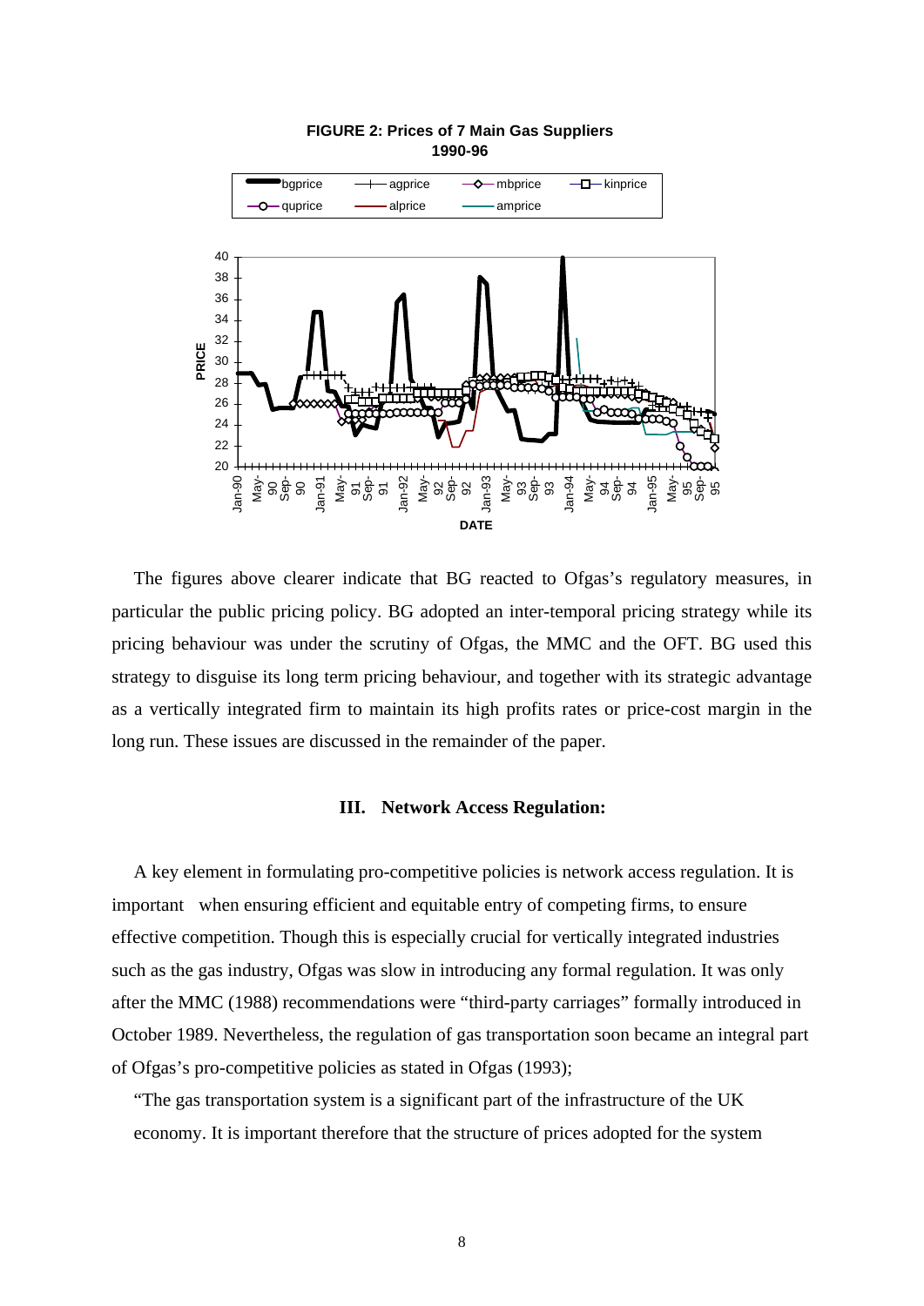**FIGURE 2: Prices of 7 Main Gas Suppliers 1990-96**

The figures above clearer indicate that BG reacted to Ofgas's regulatory measures, in particular the public pricing policy. BG adopted an inter-temporal pricing strategy while its pricing behaviour was under the scrutiny of Ofgas, the MMC and the OFT. BG used this strategy to disguise its long term pricing behaviour, and together with its strategic advantage as a vertically integrated firm to maintain its high profits rates or price-cost margin in the long run. These issues are discussed in the remainder of the paper.

## III. Network Access Regulation:

A key element in formulating pro-competitive policies is network access regulation. It is important when ensuring efficient and equitable entry of competing firms, to ensure effective competition. Though this is especially crucial for vertically integrated industries such as the gas industry, Ofgas was slow in introducing any formal regulation. It was only after the MMC (1988) recommendations were "third-party carriages" formally introduced in October 1989. Nevertheless, the regulation of gas transportation soon became an integral part of Ofgas's pro-competitive policies as stated in Ofgas (1993);

"The gas transportation system is a significant part of the infrastructure of the UK economy. It is important therefore that the structure of prices adopted for the system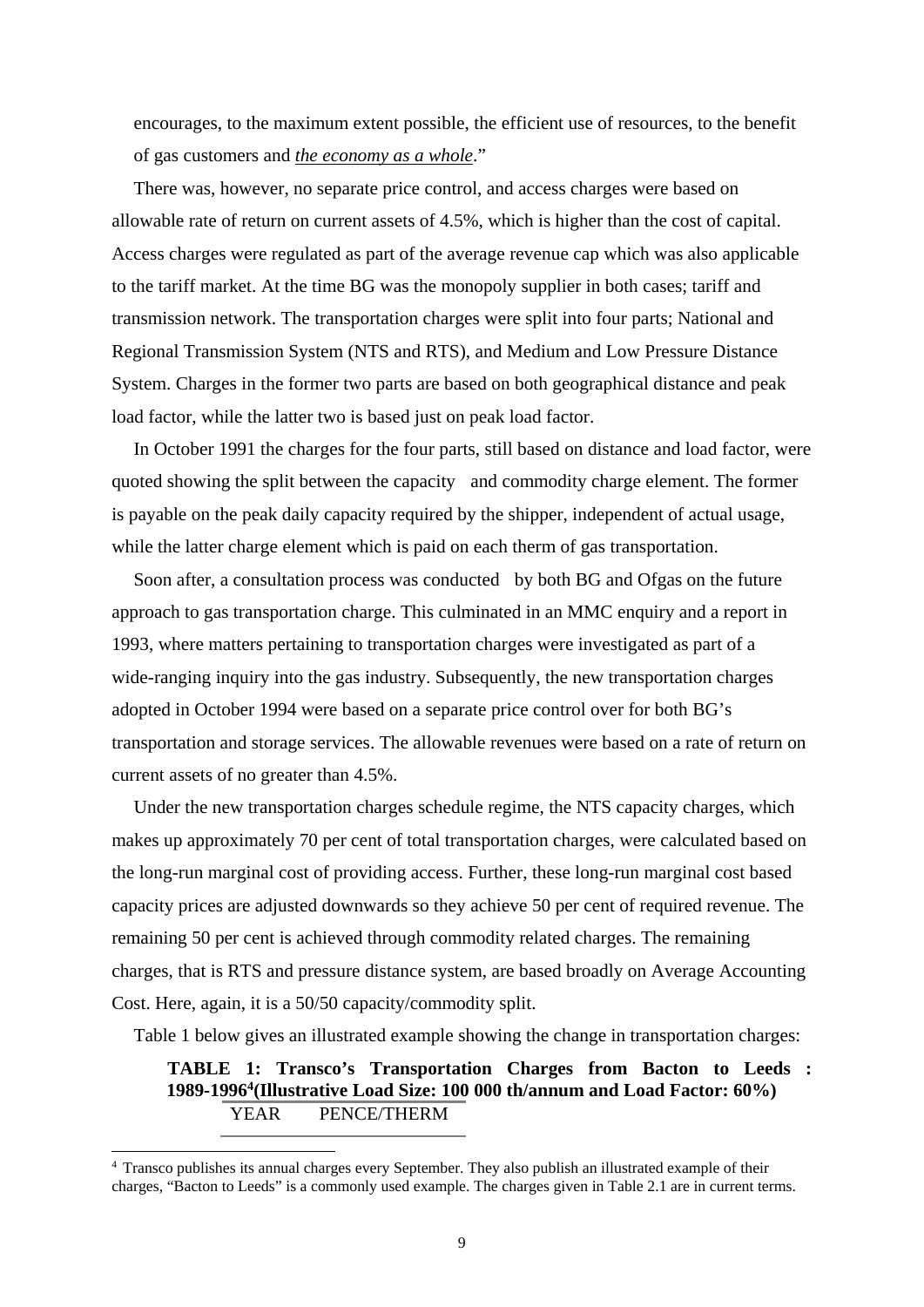encourages, to the maximum extent possible, the efficient use of resources, to the benefit of gas customers and *the economy as a whole*."

There was, however, no separate price control, and access charges were based on allowable rate of return on current assets of 4.5%, which is higher than the cost of capital. Access charges were regulated as part of the average revenue cap which was also applicable to the tariff market. At the time BG was the monopoly supplier in both cases; tariff and transmission network. The transportation charges were split into four parts; National and Regional Transmission System (NTS and RTS), and Medium and Low Pressure Distance System. Charges in the former two parts are based on both geographical distance and peak load factor, while the latter two is based just on peak load factor.

In October 1991 the charges for the four parts, still based on distance and load factor, were quoted showing the split between the capacity and commodity charge element. The former is payable on the peak daily capacity required by the shipper, independent of actual usage, while the latter charge element which is paid on each therm of gas transportation.

Soon after, a consultation process was conducted by both BG and Ofgas on the future approach to gas transportation charge. This culminated in an MMC enquiry and a report in 1993, where matters pertaining to transportation charges were investigated as part of a wide-ranging inquiry into the gas industry. Subsequently, the new transportation charges adopted in October 1994 were based on a separate price control over for both BG's transportation and storage services. The allowable revenues were based on a rate of return on current assets of no greater than 4.5%.

Under the new transportation charges schedule regime, the NTS capacity charges, which makes up approximately 70 per cent of total transportation charges, were calculated based on the long-run marginal cost of providing access. Further, these long-run marginal cost based capacity prices are adjusted downwards so they achieve 50 per cent of required revenue. The remaining 50 per cent is achieved through commodity related charges. The remaining charges, that is RTS and pressure distance system, are based broadly on Average Accounting Cost. Here, again, it is a 50/50 capacity/commodity split.

Table 1 below gives an illustrated example showing the change in transportation charges:

**TABLE 1: Transco's Transportation Charges from Bacton to Leeds : 1989-1996[4] (Illustrative Load Size: 100 000 th/annum and Load Factor: 60%)**

| YEAR | PENCE/THERM |
|---|---|

[4] Transco publishes its annual charges every September. They also publish an illustrated example of their charges, "Bacton to Leeds" is a commonly used example. The charges given in Table 2.1 are in current terms.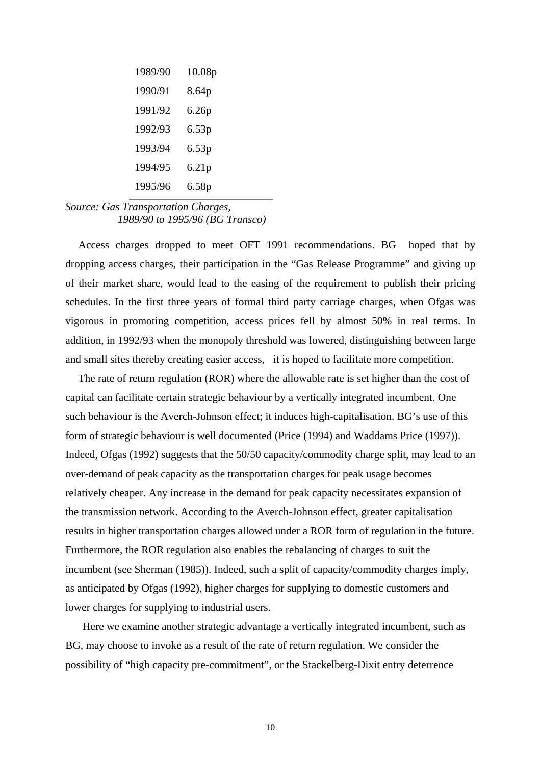| | |
|---|---|
| 1989/90 | 10.08p |
| 1990/91 | 8.64p |
| 1991/92 | 6.26p |
| 1992/93 | 6.53p |
| 1993/94 | 6.53p |
| 1994/95 | 6.21p |
| 1995/96 | 6.58p |

*Source: Gas Transportation Charges, 1989/90 to 1995/96 (BG Transco)*

Access charges dropped to meet OFT 1991 recommendations. BG hoped that by dropping access charges, their participation in the "Gas Release Programme" and giving up of their market share, would lead to the easing of the requirement to publish their pricing schedules. In the first three years of formal third party carriage charges, when Ofgas was vigorous in promoting competition, access prices fell by almost 50% in real terms. In addition, in 1992/93 when the monopoly threshold was lowered, distinguishing between large and small sites thereby creating easier access, it is hoped to facilitate more competition.

The rate of return regulation (ROR) where the allowable rate is set higher than the cost of capital can facilitate certain strategic behaviour by a vertically integrated incumbent. One such behaviour is the Averch-Johnson effect; it induces high-capitalisation. BG's use of this form of strategic behaviour is well documented (Price (1994) and Waddams Price (1997)). Indeed, Ofgas (1992) suggests that the 50/50 capacity/commodity charge split, may lead to an over-demand of peak capacity as the transportation charges for peak usage becomes relatively cheaper. Any increase in the demand for peak capacity necessitates expansion of the transmission network. According to the Averch-Johnson effect, greater capitalisation results in higher transportation charges allowed under a ROR form of regulation in the future. Furthermore, the ROR regulation also enables the rebalancing of charges to suit the incumbent (see Sherman (1985)). Indeed, such a split of capacity/commodity charges imply, as anticipated by Ofgas (1992), higher charges for supplying to domestic customers and lower charges for supplying to industrial users.

Here we examine another strategic advantage a vertically integrated incumbent, such as BG, may choose to invoke as a result of the rate of return regulation. We consider the possibility of "high capacity pre-commitment", or the Stackelberg-Dixit entry deterrence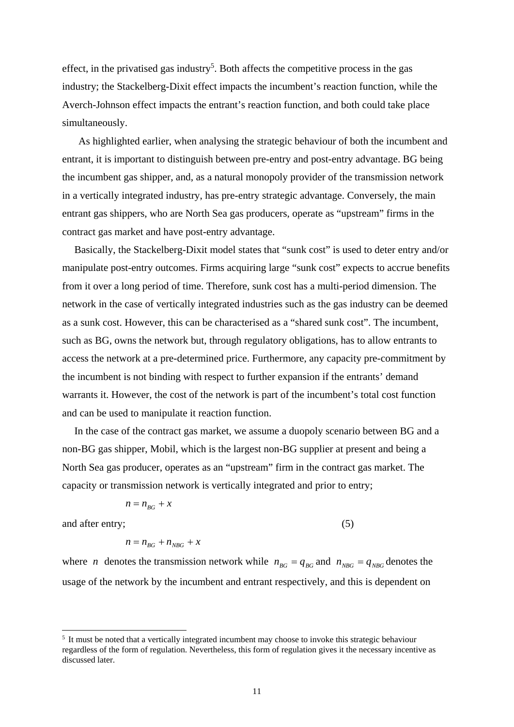effect, in the privatised gas industry[5]. Both affects the competitive process in the gas industry; the Stackelberg-Dixit effect impacts the incumbent's reaction function, while the Averch-Johnson effect impacts the entrant's reaction function, and both could take place simultaneously.

As highlighted earlier, when analysing the strategic behaviour of both the incumbent and entrant, it is important to distinguish between pre-entry and post-entry advantage. BG being the incumbent gas shipper, and, as a natural monopoly provider of the transmission network in a vertically integrated industry, has pre-entry strategic advantage. Conversely, the main entrant gas shippers, who are North Sea gas producers, operate as "upstream" firms in the contract gas market and have post-entry advantage.

Basically, the Stackelberg-Dixit model states that "sunk cost" is used to deter entry and/or manipulate post-entry outcomes. Firms acquiring large "sunk cost" expects to accrue benefits from it over a long period of time. Therefore, sunk cost has a multi-period dimension. The network in the case of vertically integrated industries such as the gas industry can be deemed as a sunk cost. However, this can be characterised as a "shared sunk cost". The incumbent, such as BG, owns the network but, through regulatory obligations, has to allow entrants to access the network at a pre-determined price. Furthermore, any capacity pre-commitment by the incumbent is not binding with respect to further expansion if the entrants' demand warrants it. However, the cost of the network is part of the incumbent's total cost function and can be used to manipulate it reaction function.

In the case of the contract gas market, we assume a duopoly scenario between BG and a non-BG gas shipper, Mobil, which is the largest non-BG supplier at present and being a North Sea gas producer, operates as an "upstream" firm in the contract gas market. The capacity or transmission network is vertically integrated and prior to entry;

$$n = n_{BG} + x$$

and after entry; (5)

$$n = n_{BG} + n_{NBG} + x$$

where $n$ denotes the transmission network while $n_{BG} = q_{BG}$ and $n_{NBG} = q_{NBG}$ denotes the usage of the network by the incumbent and entrant respectively, and this is dependent on

---

[5] It must be noted that a vertically integrated incumbent may choose to invoke this strategic behaviour regardless of the form of regulation. Nevertheless, this form of regulation gives it the necessary incentive as discussed later.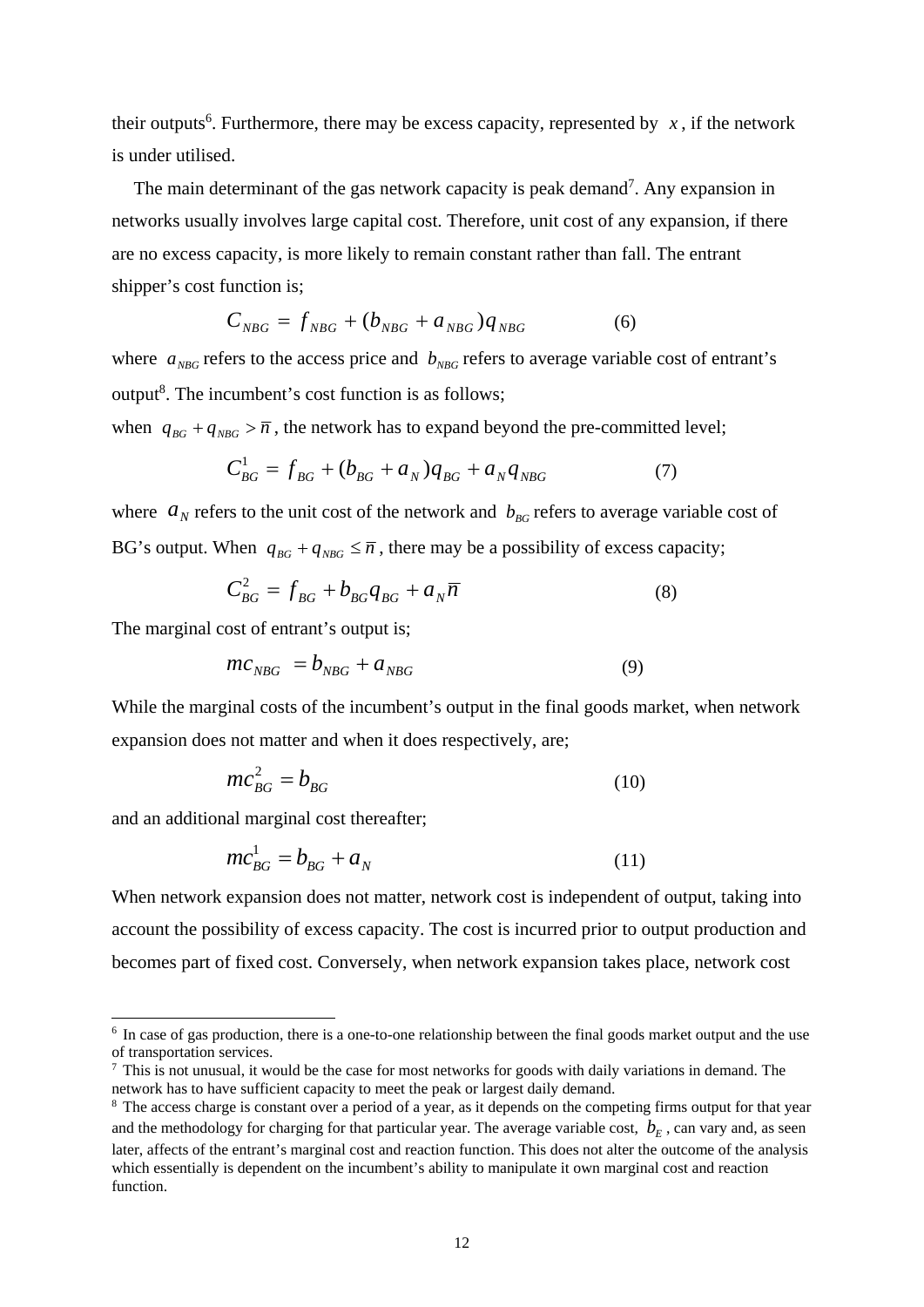their outputs[6]. Furthermore, there may be excess capacity, represented by $x$, if the network is under utilised.

The main determinant of the gas network capacity is peak demand[7]. Any expansion in networks usually involves large capital cost. Therefore, unit cost of any expansion, if there are no excess capacity, is more likely to remain constant rather than fall. The entrant shipper's cost function is;

$$C_{NBG} = f_{NBG} + (b_{NBG} + a_{NBG})q_{NBG} \qquad (6)$$

where $a_{NBG}$ refers to the access price and $b_{NBG}$ refers to average variable cost of entrant's output[8]. The incumbent's cost function is as follows;

when $q_{BG} + q_{NBG} > \overline{n}$, the network has to expand beyond the pre-committed level;

$$C_{BG}^{1} = f_{BG} + (b_{BG} + a_{N})q_{BG} + a_{N}q_{NBG} \qquad (7)$$

where $a_N$ refers to the unit cost of the network and $b_{BG}$ refers to average variable cost of BG's output. When $q_{BG} + q_{NBG} \leq \overline{n}$, there may be a possibility of excess capacity;

$$C_{BG}^{2} = f_{BG} + b_{BG}q_{BG} + a_{N}\overline{n} \qquad (8)$$

The marginal cost of entrant's output is;

$$mc_{NBG} = b_{NBG} + a_{NBG} \qquad (9)$$

While the marginal costs of the incumbent's output in the final goods market, when network expansion does not matter and when it does respectively, are;

$$mc_{BG}^{2} = b_{BG} \qquad (10)$$

and an additional marginal cost thereafter;

$$mc_{BG}^{1} = b_{BG} + a_{N} \qquad (11)$$

When network expansion does not matter, network cost is independent of output, taking into account the possibility of excess capacity. The cost is incurred prior to output production and becomes part of fixed cost. Conversely, when network expansion takes place, network cost

---

[6] In case of gas production, there is a one-to-one relationship between the final goods market output and the use of transportation services.

[7] This is not unusual, it would be the case for most networks for goods with daily variations in demand. The network has to have sufficient capacity to meet the peak or largest daily demand.

[8] The access charge is constant over a period of a year, as it depends on the competing firms output for that year and the methodology for charging for that particular year. The average variable cost, $b_E$, can vary and, as seen later, affects of the entrant's marginal cost and reaction function. This does not alter the outcome of the analysis which essentially is dependent on the incumbent's ability to manipulate it own marginal cost and reaction function.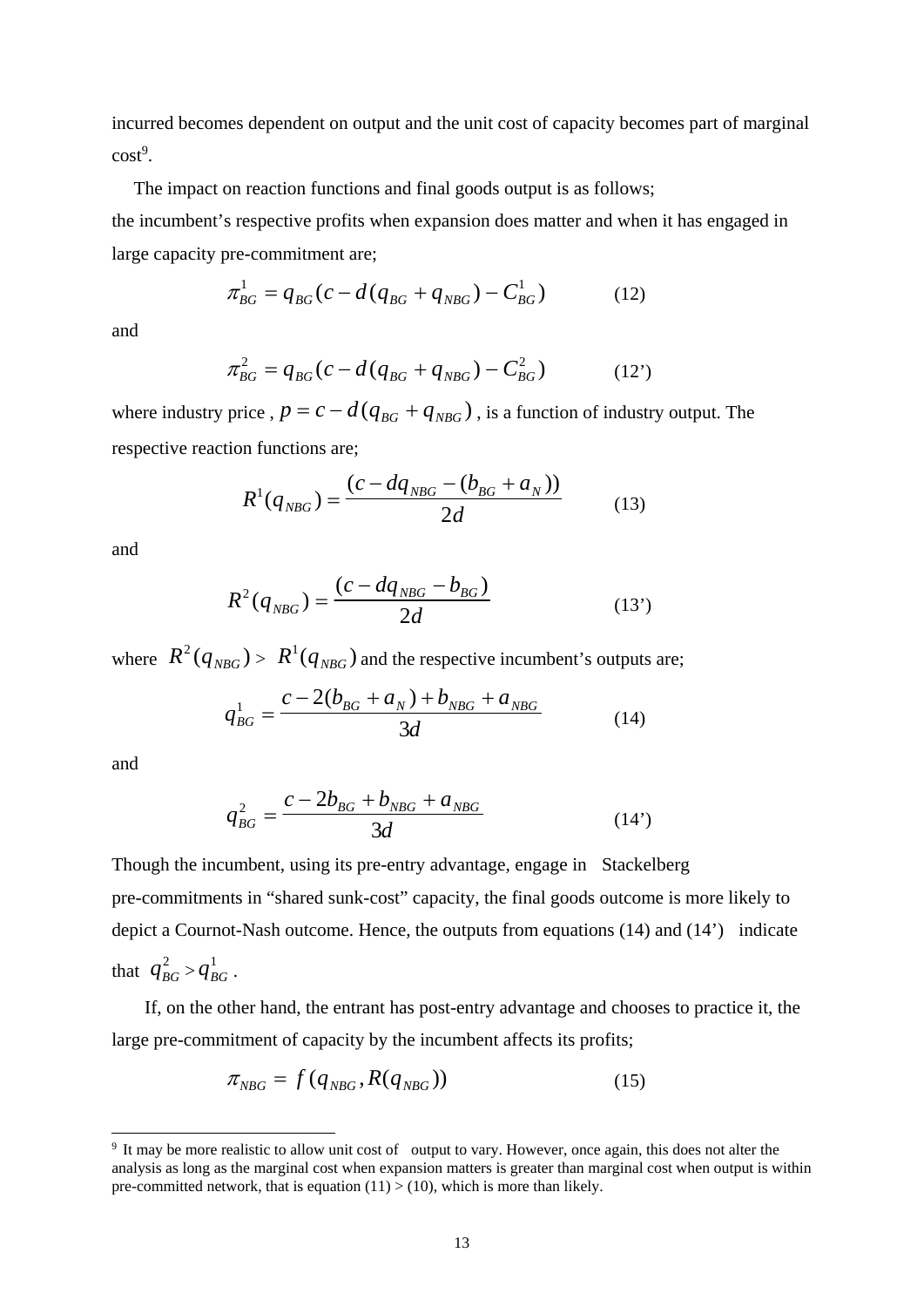incurred becomes dependent on output and the unit cost of capacity becomes part of marginal cost[9].

The impact on reaction functions and final goods output is as follows; the incumbent's respective profits when expansion does matter and when it has engaged in large capacity pre-commitment are;

$$\pi^1_{BG} = q_{BG}(c - d(q_{BG} + q_{NBG}) - C^1_{BG}) \qquad (12)$$

and

$$\pi^2_{BG} = q_{BG}(c - d(q_{BG} + q_{NBG}) - C^2_{BG}) \qquad (12')$$

where industry price , $p = c - d(q_{BG} + q_{NBG})$ , is a function of industry output. The respective reaction functions are;

$$R^1(q_{NBG}) = \frac{(c - dq_{NBG} - (b_{BG} + a_N))}{2d} \qquad (13)$$

and

$$R^2(q_{NBG}) = \frac{(c - dq_{NBG} - b_{BG})}{2d} \qquad (13')$$

where $R^2(q_{NBG}) > R^1(q_{NBG})$ and the respective incumbent's outputs are;

$$q^1_{BG} = \frac{c - 2(b_{BG} + a_N) + b_{NBG} + a_{NBG}}{3d} \qquad (14)$$

and

$$q^2_{BG} = \frac{c - 2b_{BG} + b_{NBG} + a_{NBG}}{3d} \qquad (14')$$

Though the incumbent, using its pre-entry advantage, engage in Stackelberg pre-commitments in "shared sunk-cost" capacity, the final goods outcome is more likely to depict a Cournot-Nash outcome. Hence, the outputs from equations (14) and (14') indicate that $q^2_{BG} > q^1_{BG}$ .

If, on the other hand, the entrant has post-entry advantage and chooses to practice it, the large pre-commitment of capacity by the incumbent affects its profits;

$$\pi_{NBG} = f(q_{NBG}, R(q_{NBG})) \qquad (15)$$

---

[9] It may be more realistic to allow unit cost of output to vary. However, once again, this does not alter the analysis as long as the marginal cost when expansion matters is greater than marginal cost when output is within pre-committed network, that is equation (11) > (10), which is more than likely.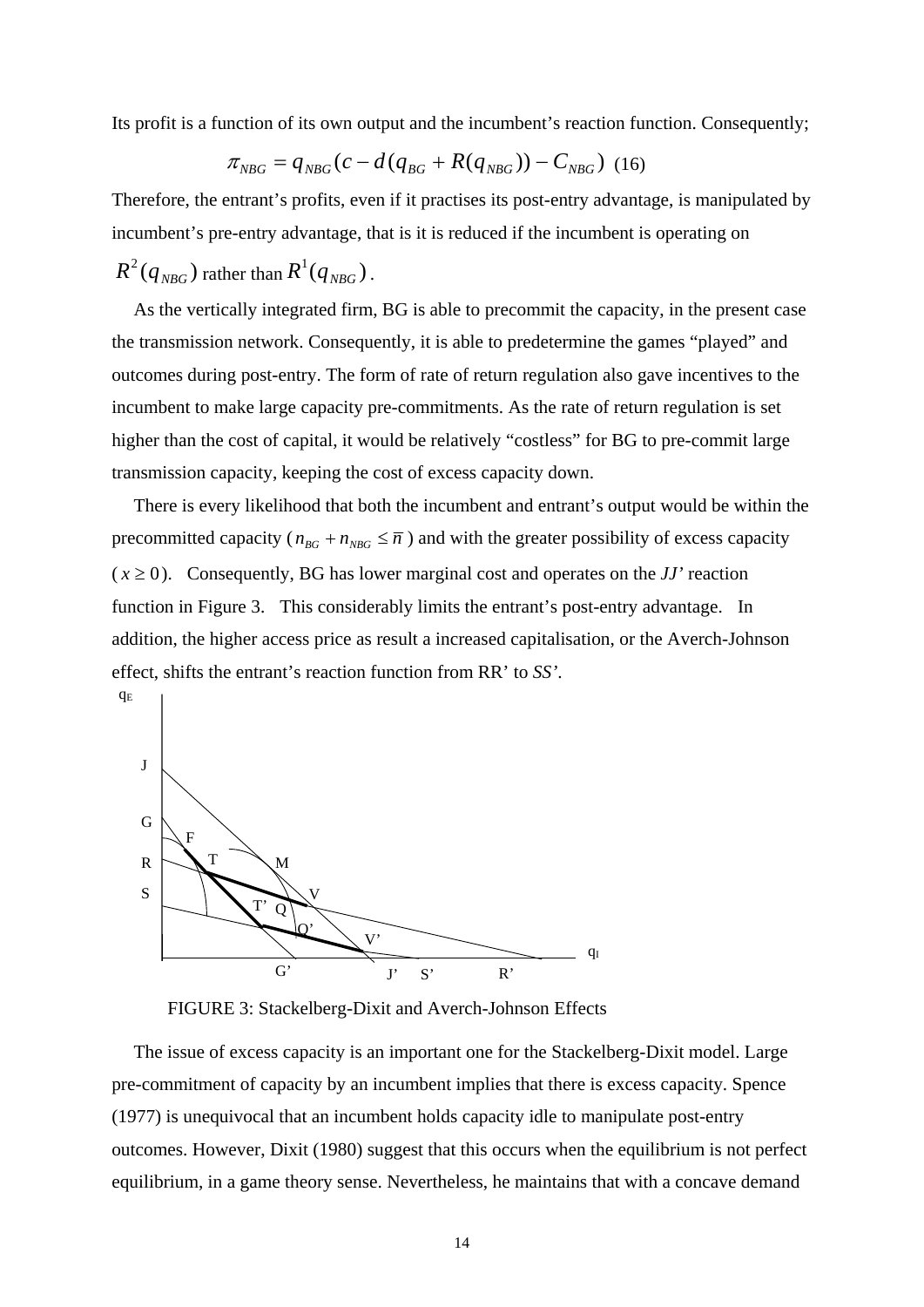Its profit is a function of its own output and the incumbent's reaction function. Consequently;

$$\pi_{NBG} = q_{NBG}(c - d(q_{BG} + R(q_{NBG})) - C_{NBG}) \quad (16)$$

Therefore, the entrant's profits, even if it practises its post-entry advantage, is manipulated by incumbent's pre-entry advantage, that is it is reduced if the incumbent is operating on $R^2(q_{NBG})$ rather than $R^1(q_{NBG})$.

As the vertically integrated firm, BG is able to precommit the capacity, in the present case the transmission network. Consequently, it is able to predetermine the games "played" and outcomes during post-entry. The form of rate of return regulation also gave incentives to the incumbent to make large capacity pre-commitments. As the rate of return regulation is set higher than the cost of capital, it would be relatively "costless" for BG to pre-commit large transmission capacity, keeping the cost of excess capacity down.

There is every likelihood that both the incumbent and entrant's output would be within the precommitted capacity ($n_{BG} + n_{NBG} \leq \bar{n}$) and with the greater possibility of excess capacity ($x \geq 0$). Consequently, BG has lower marginal cost and operates on the *JJ'* reaction function in Figure 3. This considerably limits the entrant's post-entry advantage. In addition, the higher access price as result a increased capitalisation, or the Averch-Johnson effect, shifts the entrant's reaction function from RR' to *SS'*.

FIGURE 3: Stackelberg-Dixit and Averch-Johnson Effects

The issue of excess capacity is an important one for the Stackelberg-Dixit model. Large pre-commitment of capacity by an incumbent implies that there is excess capacity. Spence (1977) is unequivocal that an incumbent holds capacity idle to manipulate post-entry outcomes. However, Dixit (1980) suggest that this occurs when the equilibrium is not perfect equilibrium, in a game theory sense. Nevertheless, he maintains that with a concave demand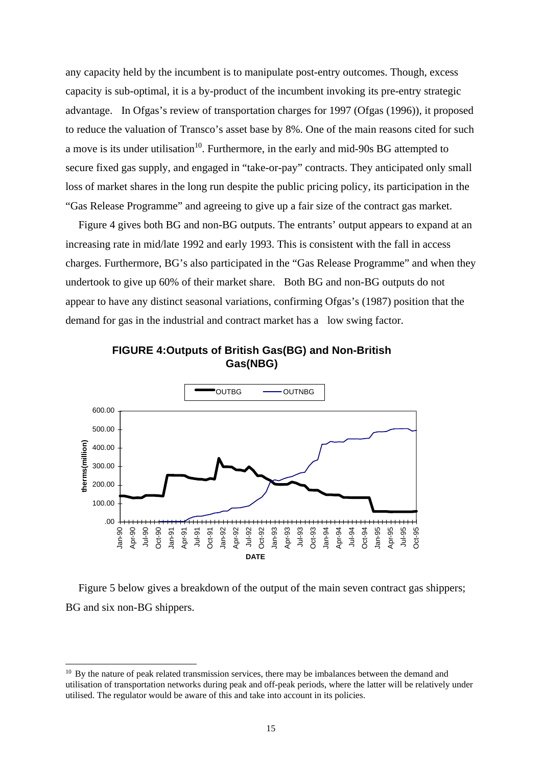any capacity held by the incumbent is to manipulate post-entry outcomes. Though, excess capacity is sub-optimal, it is a by-product of the incumbent invoking its pre-entry strategic advantage. In Ofgas's review of transportation charges for 1997 (Ofgas (1996)), it proposed to reduce the valuation of Transco's asset base by 8%. One of the main reasons cited for such a move is its under utilisation[10]. Furthermore, in the early and mid-90s BG attempted to secure fixed gas supply, and engaged in "take-or-pay" contracts. They anticipated only small loss of market shares in the long run despite the public pricing policy, its participation in the "Gas Release Programme" and agreeing to give up a fair size of the contract gas market.

Figure 4 gives both BG and non-BG outputs. The entrants' output appears to expand at an increasing rate in mid/late 1992 and early 1993. This is consistent with the fall in access charges. Furthermore, BG's also participated in the "Gas Release Programme" and when they undertook to give up 60% of their market share. Both BG and non-BG outputs do not appear to have any distinct seasonal variations, confirming Ofgas's (1987) position that the demand for gas in the industrial and contract market has a low swing factor.

**FIGURE 4:Outputs of British Gas(BG) and Non-British Gas(NBG)**

Figure 5 below gives a breakdown of the output of the main seven contract gas shippers; BG and six non-BG shippers.

[10] By the nature of peak related transmission services, there may be imbalances between the demand and utilisation of transportation networks during peak and off-peak periods, where the latter will be relatively under utilised. The regulator would be aware of this and take into account in its policies.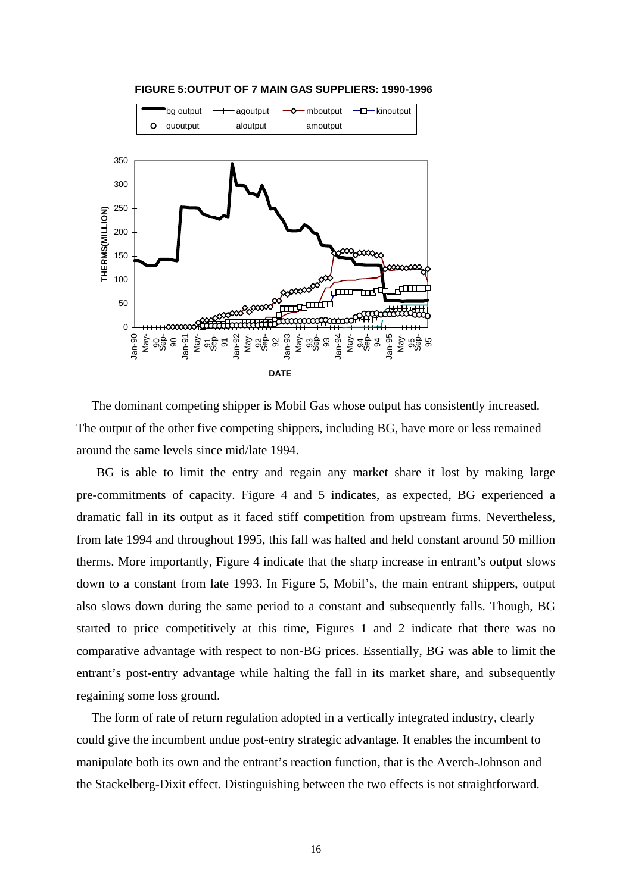**FIGURE 5:OUTPUT OF 7 MAIN GAS SUPPLIERS: 1990-1996**

The dominant competing shipper is Mobil Gas whose output has consistently increased. The output of the other five competing shippers, including BG, have more or less remained around the same levels since mid/late 1994.

BG is able to limit the entry and regain any market share it lost by making large pre-commitments of capacity. Figure 4 and 5 indicates, as expected, BG experienced a dramatic fall in its output as it faced stiff competition from upstream firms. Nevertheless, from late 1994 and throughout 1995, this fall was halted and held constant around 50 million therms. More importantly, Figure 4 indicate that the sharp increase in entrant's output slows down to a constant from late 1993. In Figure 5, Mobil's, the main entrant shippers, output also slows down during the same period to a constant and subsequently falls. Though, BG started to price competitively at this time, Figures 1 and 2 indicate that there was no comparative advantage with respect to non-BG prices. Essentially, BG was able to limit the entrant's post-entry advantage while halting the fall in its market share, and subsequently regaining some loss ground.

The form of rate of return regulation adopted in a vertically integrated industry, clearly could give the incumbent undue post-entry strategic advantage. It enables the incumbent to manipulate both its own and the entrant's reaction function, that is the Averch-Johnson and the Stackelberg-Dixit effect. Distinguishing between the two effects is not straightforward.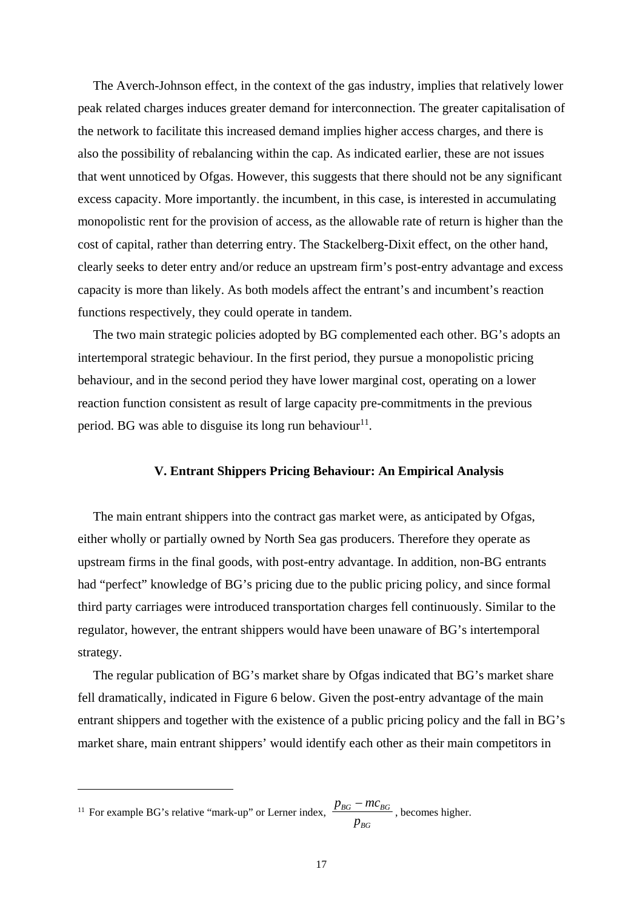The Averch-Johnson effect, in the context of the gas industry, implies that relatively lower peak related charges induces greater demand for interconnection. The greater capitalisation of the network to facilitate this increased demand implies higher access charges, and there is also the possibility of rebalancing within the cap. As indicated earlier, these are not issues that went unnoticed by Ofgas. However, this suggests that there should not be any significant excess capacity. More importantly. the incumbent, in this case, is interested in accumulating monopolistic rent for the provision of access, as the allowable rate of return is higher than the cost of capital, rather than deterring entry. The Stackelberg-Dixit effect, on the other hand, clearly seeks to deter entry and/or reduce an upstream firm's post-entry advantage and excess capacity is more than likely. As both models affect the entrant's and incumbent's reaction functions respectively, they could operate in tandem.

The two main strategic policies adopted by BG complemented each other. BG's adopts an intertemporal strategic behaviour. In the first period, they pursue a monopolistic pricing behaviour, and in the second period they have lower marginal cost, operating on a lower reaction function consistent as result of large capacity pre-commitments in the previous period. BG was able to disguise its long run behaviour[11].

### V. Entrant Shippers Pricing Behaviour: An Empirical Analysis

The main entrant shippers into the contract gas market were, as anticipated by Ofgas, either wholly or partially owned by North Sea gas producers. Therefore they operate as upstream firms in the final goods, with post-entry advantage. In addition, non-BG entrants had "perfect" knowledge of BG's pricing due to the public pricing policy, and since formal third party carriages were introduced transportation charges fell continuously. Similar to the regulator, however, the entrant shippers would have been unaware of BG's intertemporal strategy.

The regular publication of BG's market share by Ofgas indicated that BG's market share fell dramatically, indicated in Figure 6 below. Given the post-entry advantage of the main entrant shippers and together with the existence of a public pricing policy and the fall in BG's market share, main entrant shippers' would identify each other as their main competitors in

---

[11] For example BG's relative "mark-up" or Lerner index, $\frac{p_{BG} - mc_{BG}}{p_{BG}}$, becomes higher.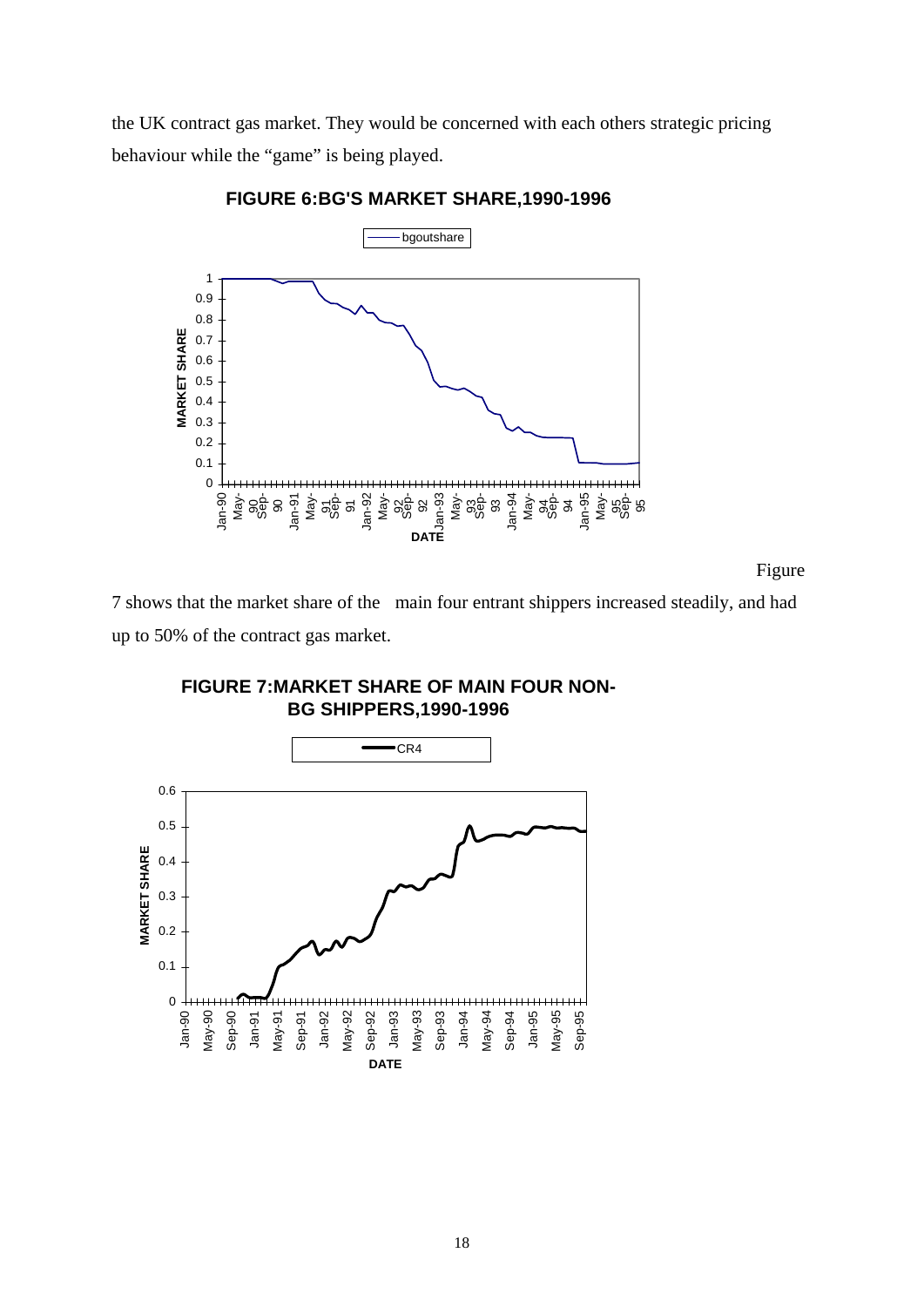the UK contract gas market. They would be concerned with each others strategic pricing behaviour while the "game" is being played.

**FIGURE 6:BG'S MARKET SHARE,1990-1996**

Figure 7 shows that the market share of the main four entrant shippers increased steadily, and had up to 50% of the contract gas market.

**FIGURE 7:MARKET SHARE OF MAIN FOUR NON-BG SHIPPERS,1990-1996**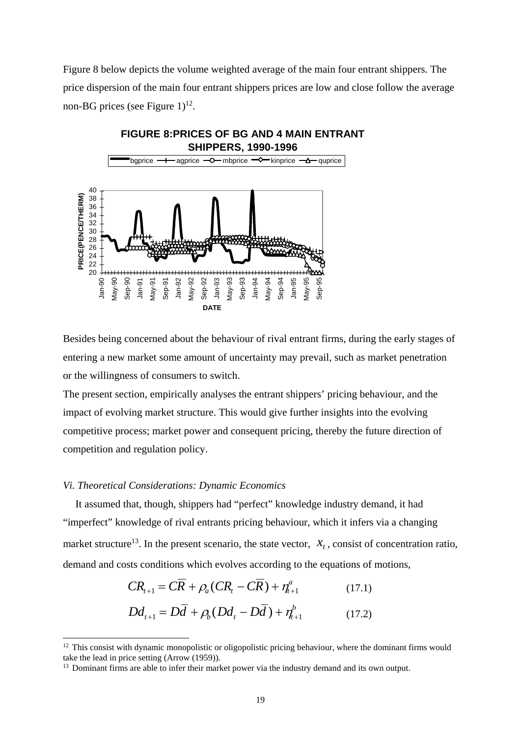Figure 8 below depicts the volume weighted average of the main four entrant shippers. The price dispersion of the main four entrant shippers prices are low and close follow the average non-BG prices (see Figure 1)[12].

**FIGURE 8:PRICES OF BG AND 4 MAIN ENTRANT SHIPPERS, 1990-1996**

Besides being concerned about the behaviour of rival entrant firms, during the early stages of entering a new market some amount of uncertainty may prevail, such as market penetration or the willingness of consumers to switch.

The present section, empirically analyses the entrant shippers' pricing behaviour, and the impact of evolving market structure. This would give further insights into the evolving competitive process; market power and consequent pricing, thereby the future direction of competition and regulation policy.

*Vi. Theoretical Considerations: Dynamic Economics*

It assumed that, though, shippers had "perfect" knowledge industry demand, it had "imperfect" knowledge of rival entrants pricing behaviour, which it infers via a changing market structure[13]. In the present scenario, the state vector, $x_t$, consist of concentration ratio, demand and costs conditions which evolves according to the equations of motions,

$$CR_{t+1} = \overline{CR} + \rho_a (CR_t - \overline{CR}) + \eta^a_{t+1} \qquad (17.1)$$

$$Dd_{t+1} = \overline{Dd} + \rho_b (Dd_t - \overline{Dd}) + \eta^b_{t+1} \qquad (17.2)$$

[12] This consist with dynamic monopolistic or oligopolistic pricing behaviour, where the dominant firms would take the lead in price setting (Arrow (1959)).

[13] Dominant firms are able to infer their market power via the industry demand and its own output.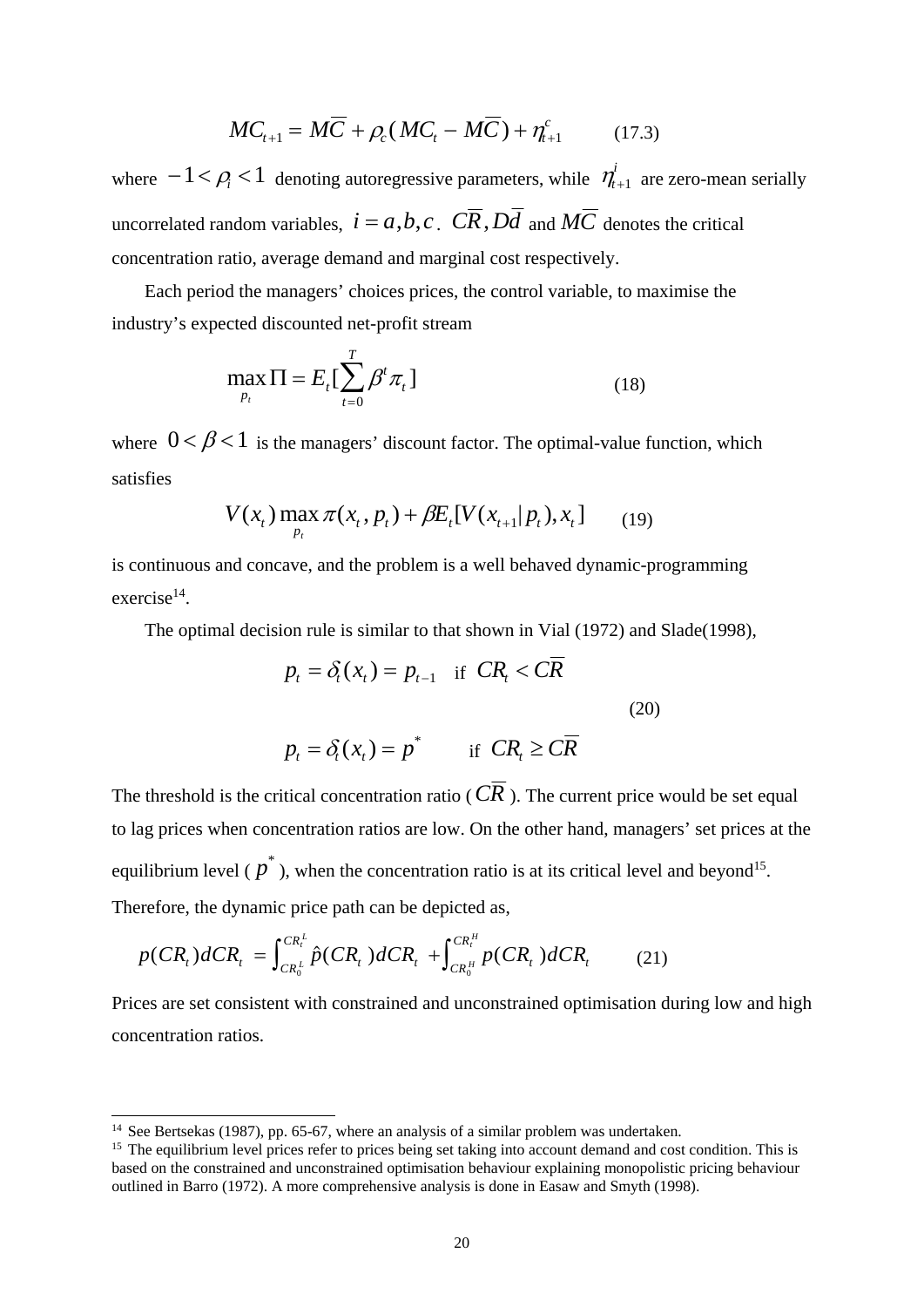$$MC_{t+1} = \overline{MC} + \rho_c (MC_t - \overline{MC}) + \eta_{t+1}^c \qquad (17.3)$$

where $-1 < \rho_i < 1$ denoting autoregressive parameters, while $\eta_{t+1}^i$ are zero-mean serially uncorrelated random variables, $i = a, b, c$. $\overline{CR}, \overline{Dd}$ and $\overline{MC}$ denotes the critical concentration ratio, average demand and marginal cost respectively.

Each period the managers' choices prices, the control variable, to maximise the industry's expected discounted net-profit stream

$$\max_{p_t} \Pi = E_t [\sum_{t=0}^{T} \beta^t \pi_t] \qquad (18)$$

where $0 < \beta < 1$ is the managers' discount factor. The optimal-value function, which satisfies

$$V(x_t) \max_{p_t} \pi(x_t, p_t) + \beta E_t [V(x_{t+1} | p_t), x_t] \qquad (19)$$

is continuous and concave, and the problem is a well behaved dynamic-programming exercise[14].

The optimal decision rule is similar to that shown in Vial (1972) and Slade(1998),

$$p_t = \delta_t(x_t) = p_{t-1} \quad \text{if } CR_t < \overline{CR}$$

$$(20)$$

$$p_t = \delta_t(x_t) = p^* \qquad \text{if } CR_t \geq \overline{CR}$$

The threshold is the critical concentration ratio ($\overline{CR}$). The current price would be set equal to lag prices when concentration ratios are low. On the other hand, managers' set prices at the equilibrium level ($p^*$), when the concentration ratio is at its critical level and beyond[15]. Therefore, the dynamic price path can be depicted as,

$$p(CR_t)dCR_t = \int_{CR_0^L}^{CR_t^L} \hat{p}(CR_t)dCR_t + \int_{CR_0^H}^{CR_t^H} p(CR_t)dCR_t \qquad (21)$$

Prices are set consistent with constrained and unconstrained optimisation during low and high concentration ratios.

---

[14] See Bertsekas (1987), pp. 65-67, where an analysis of a similar problem was undertaken.

[15] The equilibrium level prices refer to prices being set taking into account demand and cost condition. This is based on the constrained and unconstrained optimisation behaviour explaining monopolistic pricing behaviour outlined in Barro (1972). A more comprehensive analysis is done in Easaw and Smyth (1998).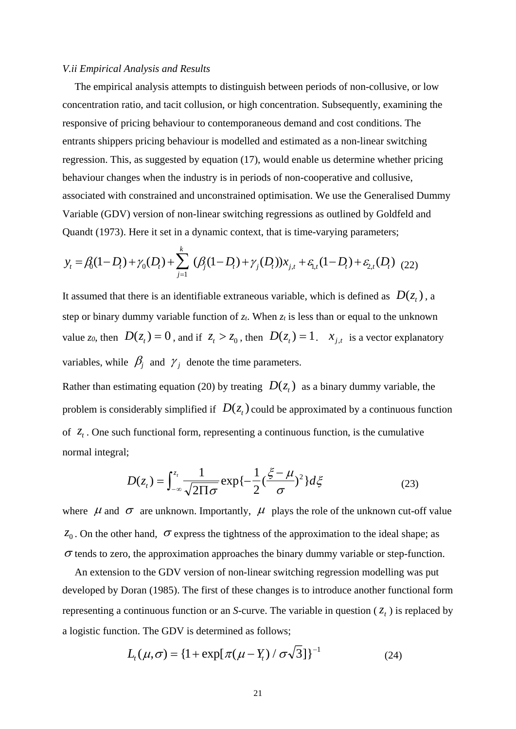*V.ii Empirical Analysis and Results*

The empirical analysis attempts to distinguish between periods of non-collusive, or low concentration ratio, and tacit collusion, or high concentration. Subsequently, examining the responsive of pricing behaviour to contemporaneous demand and cost conditions. The entrants shippers pricing behaviour is modelled and estimated as a non-linear switching regression. This, as suggested by equation (17), would enable us determine whether pricing behaviour changes when the industry is in periods of non-cooperative and collusive, associated with constrained and unconstrained optimisation. We use the Generalised Dummy Variable (GDV) version of non-linear switching regressions as outlined by Goldfeld and Quandt (1973). Here it set in a dynamic context, that is time-varying parameters;

$$y_t = \beta_0(1-D_t) + \gamma_0(D_t) + \sum_{j=1}^{k} (\beta_j(1-D_t) + \gamma_j(D_t))x_{j,t} + \varepsilon_{1,t}(1-D_t) + \varepsilon_{2,t}(D_t) \quad (22)$$

It assumed that there is an identifiable extraneous variable, which is defined as $D(z_t)$, a step or binary dummy variable function of $z_t$. When $z_t$ is less than or equal to the unknown value $z_0$, then $D(z_t) = 0$, and if $z_t > z_0$, then $D(z_t) = 1$. $x_{j,t}$ is a vector explanatory variables, while $\beta_j$ and $\gamma_j$ denote the time parameters.

Rather than estimating equation (20) by treating $D(z_t)$ as a binary dummy variable, the problem is considerably simplified if $D(z_t)$ could be approximated by a continuous function of $z_t$. One such functional form, representing a continuous function, is the cumulative normal integral;

$$D(z_t) = \int_{-\infty}^{z_t} \frac{1}{\sqrt{2\Pi\sigma}} \exp\{-\frac{1}{2}(\frac{\xi - \mu}{\sigma})^2\} d\xi \quad (23)$$

where $\mu$ and $\sigma$ are unknown. Importantly, $\mu$ plays the role of the unknown cut-off value $z_0$. On the other hand, $\sigma$ express the tightness of the approximation to the ideal shape; as $\sigma$ tends to zero, the approximation approaches the binary dummy variable or step-function.

An extension to the GDV version of non-linear switching regression modelling was put developed by Doran (1985). The first of these changes is to introduce another functional form representing a continuous function or an *S*-curve. The variable in question ($z_t$) is replaced by a logistic function. The GDV is determined as follows;

$$L_t(\mu, \sigma) = \{1 + \exp[\pi(\mu - Y_t) / \sigma\sqrt{3}]\}^{-1} \quad (24)$$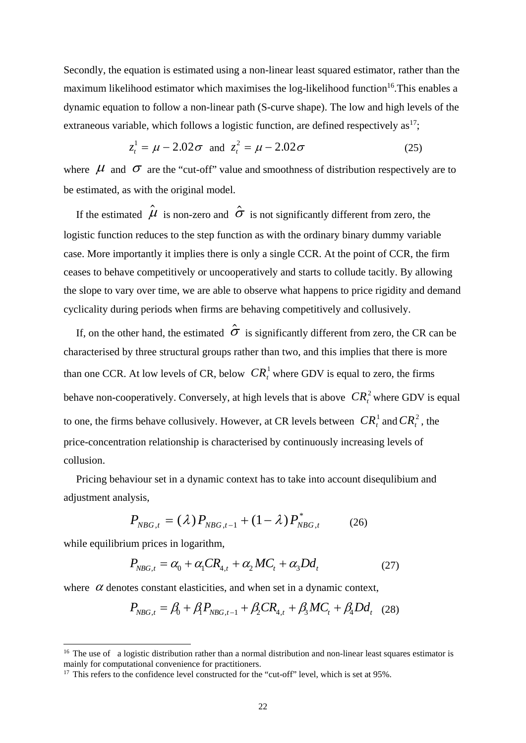Secondly, the equation is estimated using a non-linear least squared estimator, rather than the maximum likelihood estimator which maximises the log-likelihood function[16].This enables a dynamic equation to follow a non-linear path (S-curve shape). The low and high levels of the extraneous variable, which follows a logistic function, are defined respectively as[17];

$$z_t^1 = \mu - 2.02\sigma \text{ and } z_t^2 = \mu - 2.02\sigma \qquad (25)$$

where $\mu$ and $\sigma$ are the "cut-off" value and smoothness of distribution respectively are to be estimated, as with the original model.

If the estimated $\hat{\mu}$ is non-zero and $\hat{\sigma}$ is not significantly different from zero, the logistic function reduces to the step function as with the ordinary binary dummy variable case. More importantly it implies there is only a single CCR. At the point of CCR, the firm ceases to behave competitively or uncooperatively and starts to collude tacitly. By allowing the slope to vary over time, we are able to observe what happens to price rigidity and demand cyclicality during periods when firms are behaving competitively and collusively.

If, on the other hand, the estimated $\hat{\sigma}$ is significantly different from zero, the CR can be characterised by three structural groups rather than two, and this implies that there is more than one CCR. At low levels of CR, below $CR_t^1$ where GDV is equal to zero, the firms behave non-cooperatively. Conversely, at high levels that is above $CR_t^2$ where GDV is equal to one, the firms behave collusively. However, at CR levels between $CR_t^1$ and $CR_t^2$, the price-concentration relationship is characterised by continuously increasing levels of collusion.

Pricing behaviour set in a dynamic context has to take into account disequlibium and adjustment analysis,

$$P_{NBG,t} = (\lambda) P_{NBG,t-1} + (1-\lambda) P^*_{NBG,t} \qquad (26)$$

while equilibrium prices in logarithm,

$$P_{NBG,t} = \alpha_0 + \alpha_1 CR_{4,t} + \alpha_2 MC_t + \alpha_3 Dd_t \qquad (27)$$

where $\alpha$ denotes constant elasticities, and when set in a dynamic context,

$$P_{NBG,t} = \beta_0 + \beta_1 P_{NBG,t-1} + \beta_2 CR_{4,t} + \beta_3 MC_t + \beta_4 Dd_t \quad (28)$$

---

[16] The use of a logistic distribution rather than a normal distribution and non-linear least squares estimator is mainly for computational convenience for practitioners.

[17] This refers to the confidence level constructed for the "cut-off" level, which is set at 95%.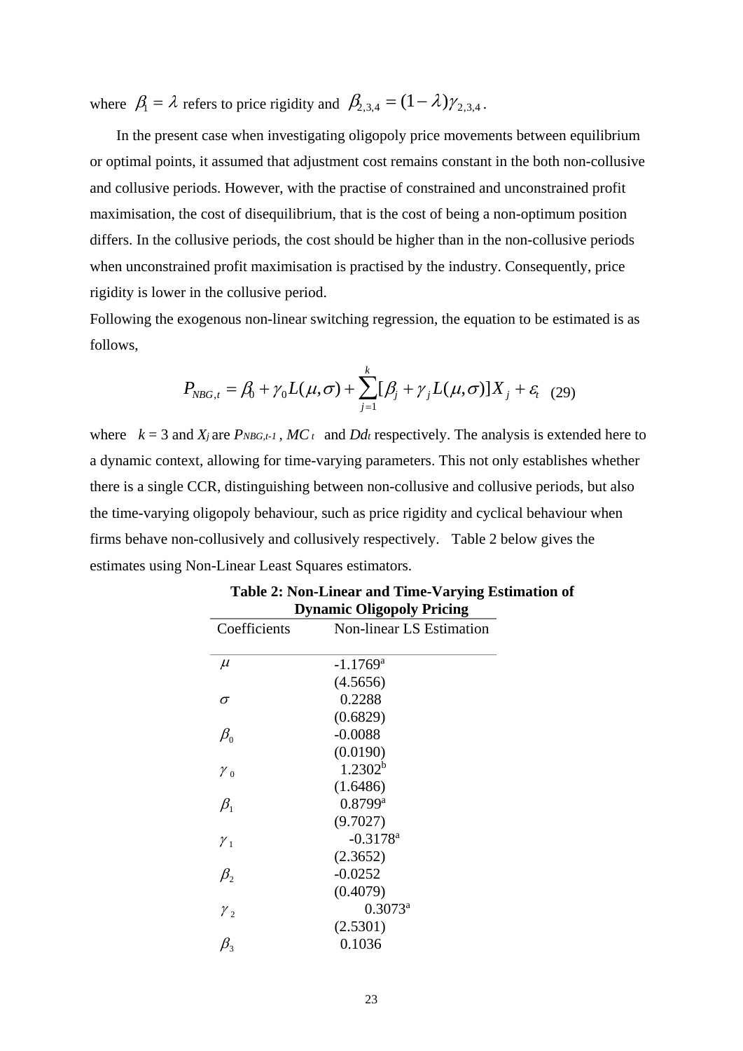where $\beta_1 = \lambda$ refers to price rigidity and $\beta_{2,3,4} = (1-\lambda)\gamma_{2,3,4}$.

In the present case when investigating oligopoly price movements between equilibrium or optimal points, it assumed that adjustment cost remains constant in the both non-collusive and collusive periods. However, with the practise of constrained and unconstrained profit maximisation, the cost of disequilibrium, that is the cost of being a non-optimum position differs. In the collusive periods, the cost should be higher than in the non-collusive periods when unconstrained profit maximisation is practised by the industry. Consequently, price rigidity is lower in the collusive period.

Following the exogenous non-linear switching regression, the equation to be estimated is as follows,

$$P_{NBG,t} = \beta_0 + \gamma_0 L(\mu,\sigma) + \sum_{j=1}^{k}[\beta_j + \gamma_j L(\mu,\sigma)]X_j + \varepsilon_t \quad (29)$$

where $k = 3$ and $X_j$ are $P_{NBG,t-1}$, $MC_t$ and $Dd_t$ respectively. The analysis is extended here to a dynamic context, allowing for time-varying parameters. This not only establishes whether there is a single CCR, distinguishing between non-collusive and collusive periods, but also the time-varying oligopoly behaviour, such as price rigidity and cyclical behaviour when firms behave non-collusively and collusively respectively. Table 2 below gives the estimates using Non-Linear Least Squares estimators.

**Table 2: Non-Linear and Time-Varying Estimation of Dynamic Oligopoly Pricing**

| Coefficients | Non-linear LS Estimation |
|---|---|
| $\mu$ | -1.1769[a] |
| | (4.5656) |
| $\sigma$ | 0.2288 |
| | (0.6829) |
| $\beta_0$ | -0.0088 |
| | (0.0190) |
| $\gamma_0$ | 1.2302[b] |
| | (1.6486) |
| $\beta_1$ | 0.8799[a] |
| | (9.7027) |
| $\gamma_1$ | -0.3178[a] |
| | (2.3652) |
| $\beta_2$ | -0.0252 |
| | (0.4079) |
| $\gamma_2$ | 0.3073[a] |
| | (2.5301) |
| $\beta_3$ | 0.1036 |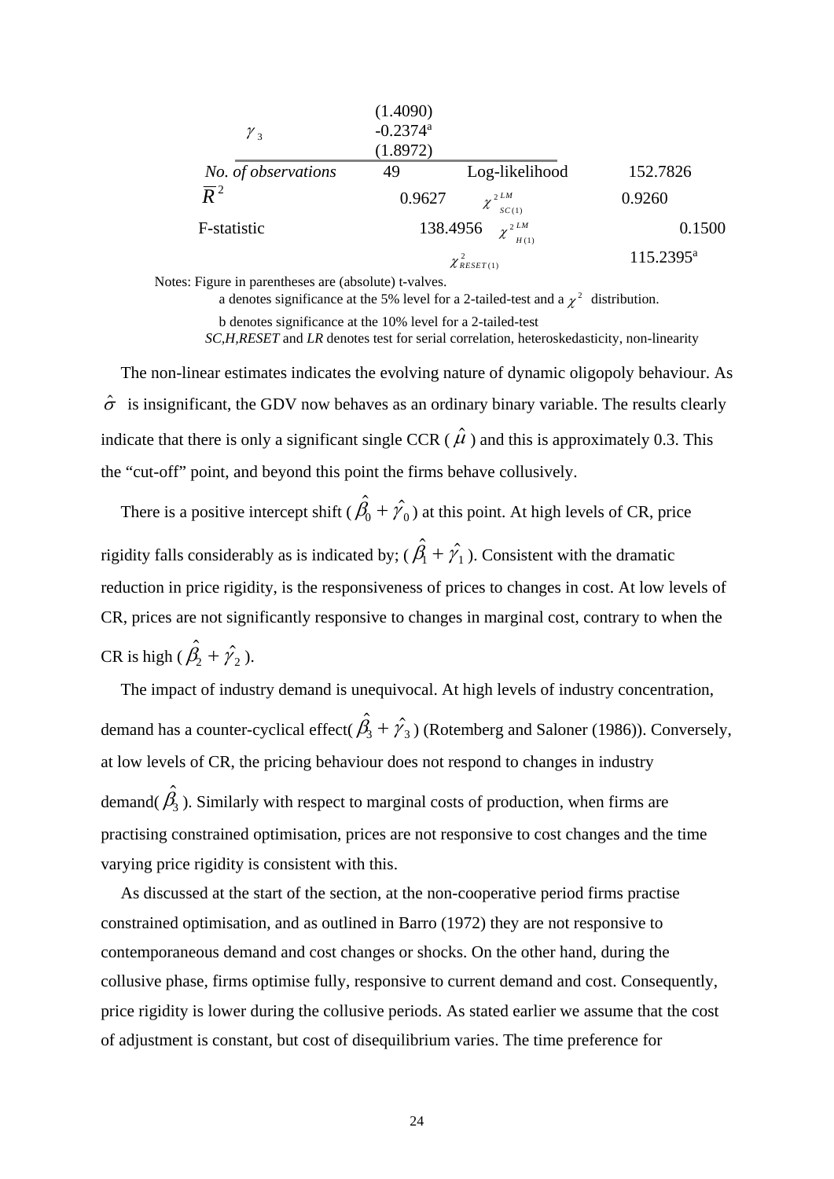| | | | |
|---|---|---|---|
| | (1.4090) | | |
| $\gamma_3$ | -0.2374[a] | | |
| | (1.8972) | | |
| *No. of observations* | 49 | Log-likelihood | 152.7826 |
| $\overline{R}^2$ | 0.9627 | $\chi^{2\,LM}_{SC(1)}$ | 0.9260 |
| F-statistic | 138.4956 | $\chi^{2\,LM}_{H(1)}$ | 0.1500 |
| | | $\chi^2_{RESET(1)}$ | 115.2395[a] |

Notes: Figure in parentheses are (absolute) t-valves.

a denotes significance at the 5% level for a 2-tailed-test and a $\chi^2$ distribution.

b denotes significance at the 10% level for a 2-tailed-test

*SC,H,RESET* and *LR* denotes test for serial correlation, heteroskedasticity, non-linearity

The non-linear estimates indicates the evolving nature of dynamic oligopoly behaviour. As $\hat{\sigma}$ is insignificant, the GDV now behaves as an ordinary binary variable. The results clearly indicate that there is only a significant single CCR ($\hat{\mu}$) and this is approximately 0.3. This the "cut-off" point, and beyond this point the firms behave collusively.

There is a positive intercept shift ($\hat{\beta}_0 + \hat{\gamma}_0$) at this point. At high levels of CR, price rigidity falls considerably as is indicated by; ($\hat{\beta}_1 + \hat{\gamma}_1$). Consistent with the dramatic reduction in price rigidity, is the responsiveness of prices to changes in cost. At low levels of CR, prices are not significantly responsive to changes in marginal cost, contrary to when the CR is high ($\hat{\beta}_2 + \hat{\gamma}_2$).

The impact of industry demand is unequivocal. At high levels of industry concentration, demand has a counter-cyclical effect($\hat{\beta}_3 + \hat{\gamma}_3$) (Rotemberg and Saloner (1986)). Conversely, at low levels of CR, the pricing behaviour does not respond to changes in industry demand($\hat{\beta}_3$). Similarly with respect to marginal costs of production, when firms are practising constrained optimisation, prices are not responsive to cost changes and the time varying price rigidity is consistent with this.

As discussed at the start of the section, at the non-cooperative period firms practise constrained optimisation, and as outlined in Barro (1972) they are not responsive to contemporaneous demand and cost changes or shocks. On the other hand, during the collusive phase, firms optimise fully, responsive to current demand and cost. Consequently, price rigidity is lower during the collusive periods. As stated earlier we assume that the cost of adjustment is constant, but cost of disequilibrium varies. The time preference for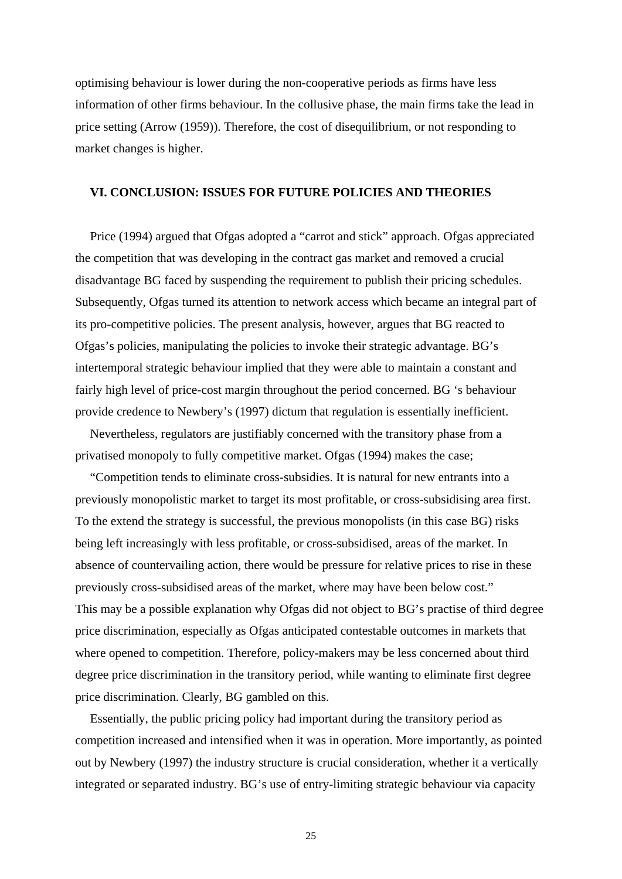optimising behaviour is lower during the non-cooperative periods as firms have less information of other firms behaviour. In the collusive phase, the main firms take the lead in price setting (Arrow (1959)). Therefore, the cost of disequilibrium, or not responding to market changes is higher.

## VI. CONCLUSION: ISSUES FOR FUTURE POLICIES AND THEORIES

Price (1994) argued that Ofgas adopted a "carrot and stick" approach. Ofgas appreciated the competition that was developing in the contract gas market and removed a crucial disadvantage BG faced by suspending the requirement to publish their pricing schedules. Subsequently, Ofgas turned its attention to network access which became an integral part of its pro-competitive policies. The present analysis, however, argues that BG reacted to Ofgas's policies, manipulating the policies to invoke their strategic advantage. BG's intertemporal strategic behaviour implied that they were able to maintain a constant and fairly high level of price-cost margin throughout the period concerned. BG 's behaviour provide credence to Newbery's (1997) dictum that regulation is essentially inefficient.

Nevertheless, regulators are justifiably concerned with the transitory phase from a privatised monopoly to fully competitive market. Ofgas (1994) makes the case;

"Competition tends to eliminate cross-subsidies. It is natural for new entrants into a previously monopolistic market to target its most profitable, or cross-subsidising area first. To the extend the strategy is successful, the previous monopolists (in this case BG) risks being left increasingly with less profitable, or cross-subsidised, areas of the market. In absence of countervailing action, there would be pressure for relative prices to rise in these previously cross-subsidised areas of the market, where may have been below cost."
This may be a possible explanation why Ofgas did not object to BG's practise of third degree price discrimination, especially as Ofgas anticipated contestable outcomes in markets that where opened to competition. Therefore, policy-makers may be less concerned about third degree price discrimination in the transitory period, while wanting to eliminate first degree price discrimination. Clearly, BG gambled on this.

Essentially, the public pricing policy had important during the transitory period as competition increased and intensified when it was in operation. More importantly, as pointed out by Newbery (1997) the industry structure is crucial consideration, whether it a vertically integrated or separated industry. BG's use of entry-limiting strategic behaviour via capacity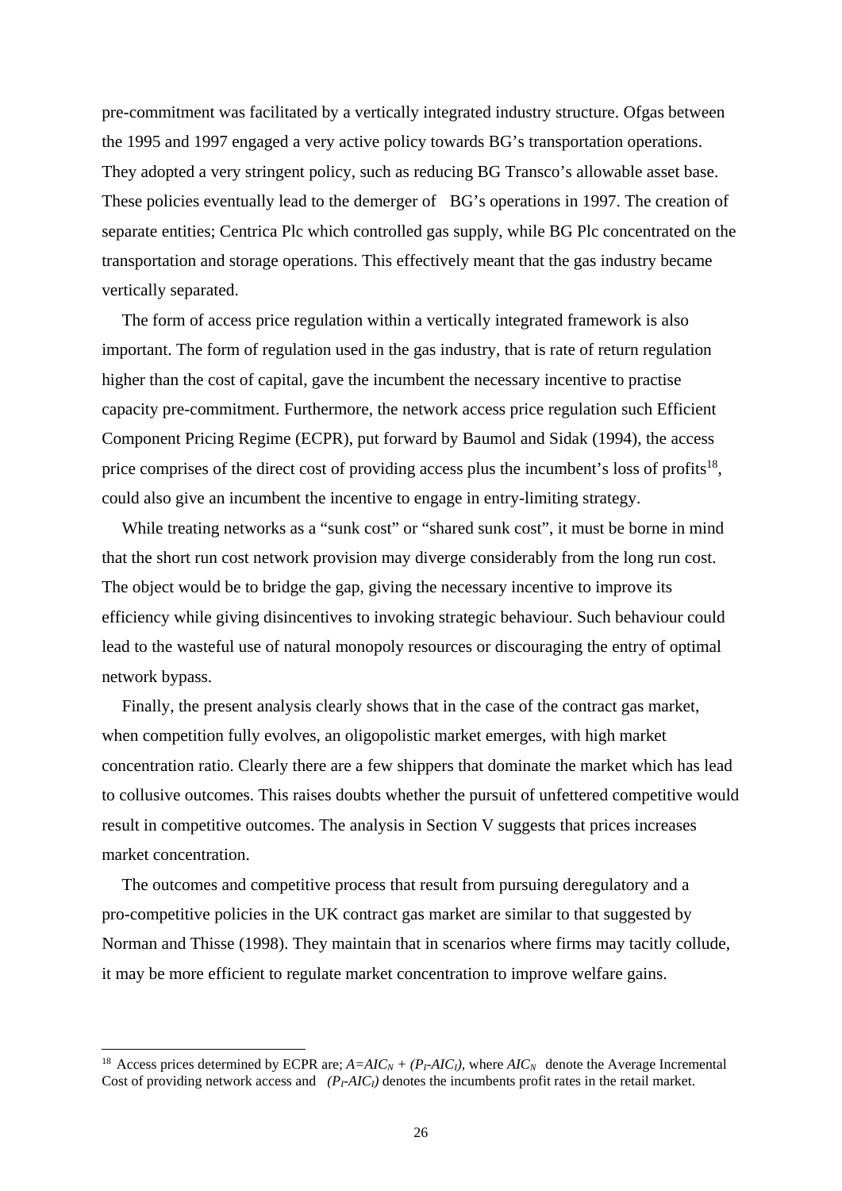pre-commitment was facilitated by a vertically integrated industry structure. Ofgas between the 1995 and 1997 engaged a very active policy towards BG's transportation operations. They adopted a very stringent policy, such as reducing BG Transco's allowable asset base. These policies eventually lead to the demerger of BG's operations in 1997. The creation of separate entities; Centrica Plc which controlled gas supply, while BG Plc concentrated on the transportation and storage operations. This effectively meant that the gas industry became vertically separated.

The form of access price regulation within a vertically integrated framework is also important. The form of regulation used in the gas industry, that is rate of return regulation higher than the cost of capital, gave the incumbent the necessary incentive to practise capacity pre-commitment. Furthermore, the network access price regulation such Efficient Component Pricing Regime (ECPR), put forward by Baumol and Sidak (1994), the access price comprises of the direct cost of providing access plus the incumbent's loss of profits[18], could also give an incumbent the incentive to engage in entry-limiting strategy.

While treating networks as a "sunk cost" or "shared sunk cost", it must be borne in mind that the short run cost network provision may diverge considerably from the long run cost. The object would be to bridge the gap, giving the necessary incentive to improve its efficiency while giving disincentives to invoking strategic behaviour. Such behaviour could lead to the wasteful use of natural monopoly resources or discouraging the entry of optimal network bypass.

Finally, the present analysis clearly shows that in the case of the contract gas market, when competition fully evolves, an oligopolistic market emerges, with high market concentration ratio. Clearly there are a few shippers that dominate the market which has lead to collusive outcomes. This raises doubts whether the pursuit of unfettered competitive would result in competitive outcomes. The analysis in Section V suggests that prices increases market concentration.

The outcomes and competitive process that result from pursuing deregulatory and a pro-competitive policies in the UK contract gas market are similar to that suggested by Norman and Thisse (1998). They maintain that in scenarios where firms may tacitly collude, it may be more efficient to regulate market concentration to improve welfare gains.

[18] Access prices determined by ECPR are; $A=AIC_N + (P_I\text{-}AIC_I)$, where $AIC_N$ denote the Average Incremental Cost of providing network access and $(P_I\text{-}AIC_I)$ denotes the incumbents profit rates in the retail market.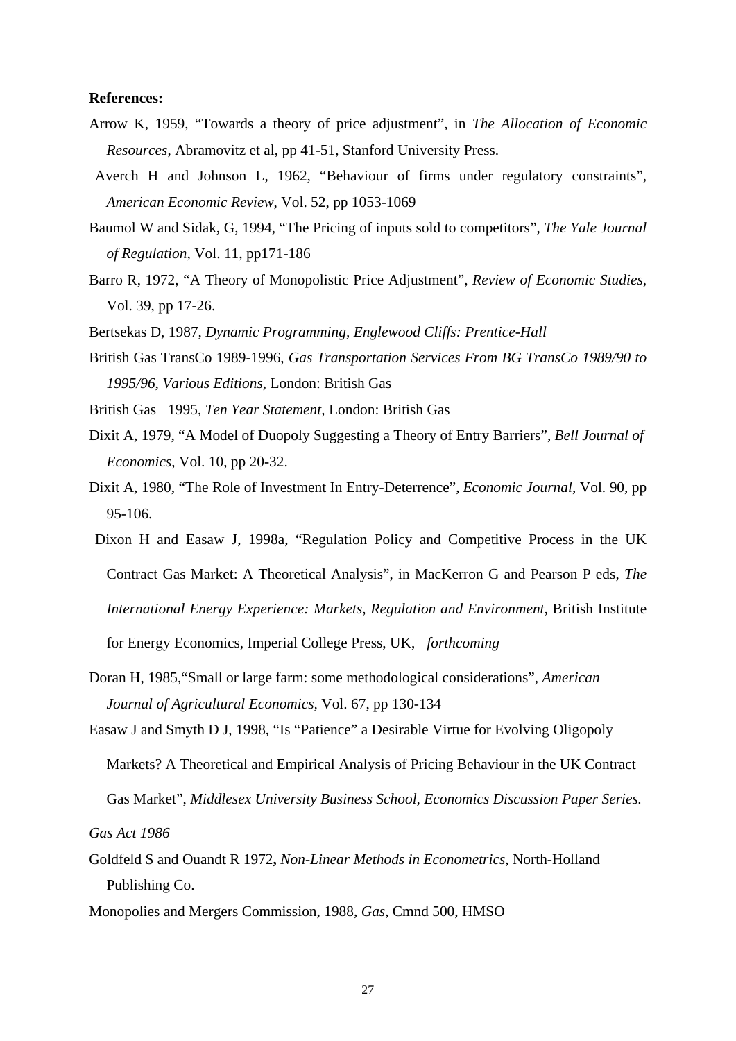**References:**

Arrow K, 1959, "Towards a theory of price adjustment", in *The Allocation of Economic Resources*, Abramovitz et al, pp 41-51, Stanford University Press.

Averch H and Johnson L, 1962, "Behaviour of firms under regulatory constraints", *American Economic Review*, Vol. 52, pp 1053-1069

Baumol W and Sidak, G, 1994, "The Pricing of inputs sold to competitors", *The Yale Journal of Regulation*, Vol. 11, pp171-186

Barro R, 1972, "A Theory of Monopolistic Price Adjustment", *Review of Economic Studies*, Vol. 39, pp 17-26.

Bertsekas D, 1987, *Dynamic Programming, Englewood Cliffs: Prentice-Hall*

British Gas TransCo 1989-1996, *Gas Transportation Services From BG TransCo 1989/90 to 1995/96, Various Editions*, London: British Gas

British Gas 1995, *Ten Year Statement,* London: British Gas

Dixit A, 1979, "A Model of Duopoly Suggesting a Theory of Entry Barriers", *Bell Journal of Economics*, Vol. 10, pp 20-32.

Dixit A, 1980, "The Role of Investment In Entry-Deterrence", *Economic Journal*, Vol. 90, pp 95-106.

Dixon H and Easaw J, 1998a, "Regulation Policy and Competitive Process in the UK Contract Gas Market: A Theoretical Analysis", in MacKerron G and Pearson P eds, *The International Energy Experience: Markets, Regulation and Environment*, British Institute for Energy Economics, Imperial College Press, UK, *forthcoming*

Doran H, 1985,"Small or large farm: some methodological considerations", *American Journal of Agricultural Economics*, Vol. 67, pp 130-134

Easaw J and Smyth D J, 1998, "Is "Patience" a Desirable Virtue for Evolving Oligopoly Markets? A Theoretical and Empirical Analysis of Pricing Behaviour in the UK Contract Gas Market", *Middlesex University Business School, Economics Discussion Paper Series.*

*Gas Act 1986*

Goldfeld S and Ouandt R 1972**,** *Non-Linear Methods in Econometrics*, North-Holland Publishing Co.

Monopolies and Mergers Commission, 1988, *Gas*, Cmnd 500, HMSO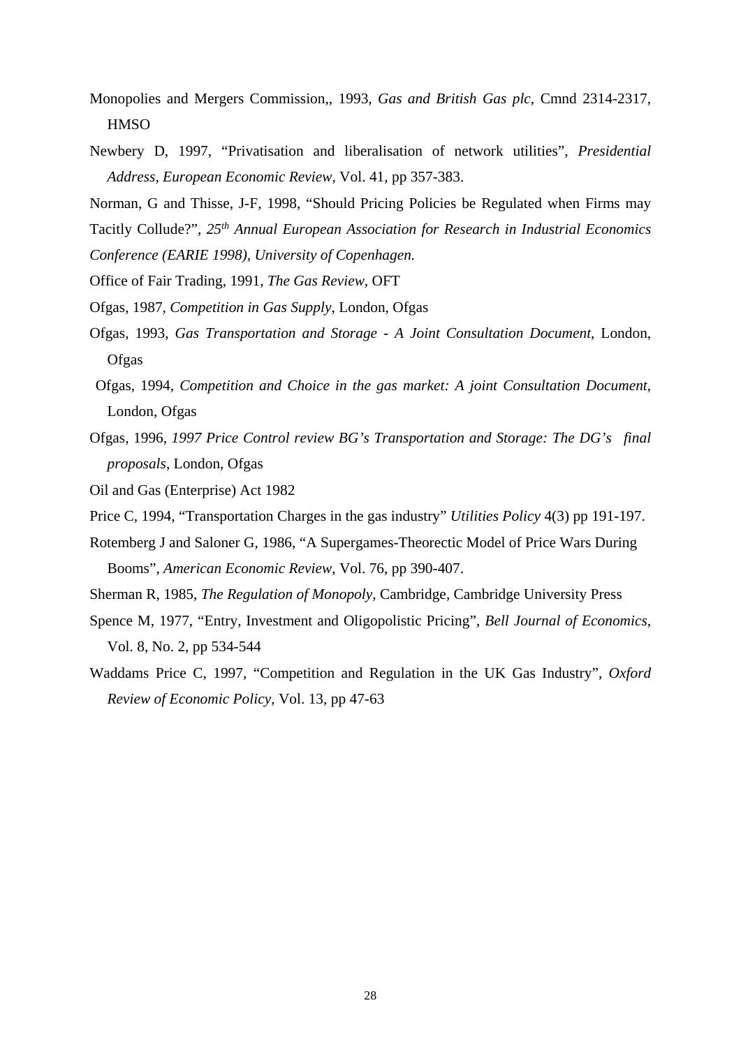Monopolies and Mergers Commission,, 1993, *Gas and British Gas plc*, Cmnd 2314-2317, HMSO

Newbery D, 1997, "Privatisation and liberalisation of network utilities", *Presidential Address, European Economic Review*, Vol. 41, pp 357-383.

Norman, G and Thisse, J-F, 1998, "Should Pricing Policies be Regulated when Firms may Tacitly Collude?", *25th Annual European Association for Research in Industrial Economics Conference (EARIE 1998), University of Copenhagen.*

Office of Fair Trading, 1991, *The Gas Review*, OFT

Ofgas, 1987, *Competition in Gas Supply*, London, Ofgas

Ofgas, 1993, *Gas Transportation and Storage - A Joint Consultation Document*, London, Ofgas

Ofgas, 1994, *Competition and Choice in the gas market: A joint Consultation Document*, London, Ofgas

Ofgas, 1996, *1997 Price Control review BG's Transportation and Storage: The DG's final proposals*, London, Ofgas

Oil and Gas (Enterprise) Act 1982

Price C, 1994, "Transportation Charges in the gas industry" *Utilities Policy* 4(3) pp 191-197.

Rotemberg J and Saloner G, 1986, "A Supergames-Theorectic Model of Price Wars During Booms", *American Economic Review*, Vol. 76, pp 390-407.

Sherman R, 1985, *The Regulation of Monopoly*, Cambridge, Cambridge University Press

Spence M, 1977, "Entry, Investment and Oligopolistic Pricing", *Bell Journal of Economics*, Vol. 8, No. 2, pp 534-544

Waddams Price C, 1997, "Competition and Regulation in the UK Gas Industry", *Oxford Review of Economic Policy*, Vol. 13, pp 47-63